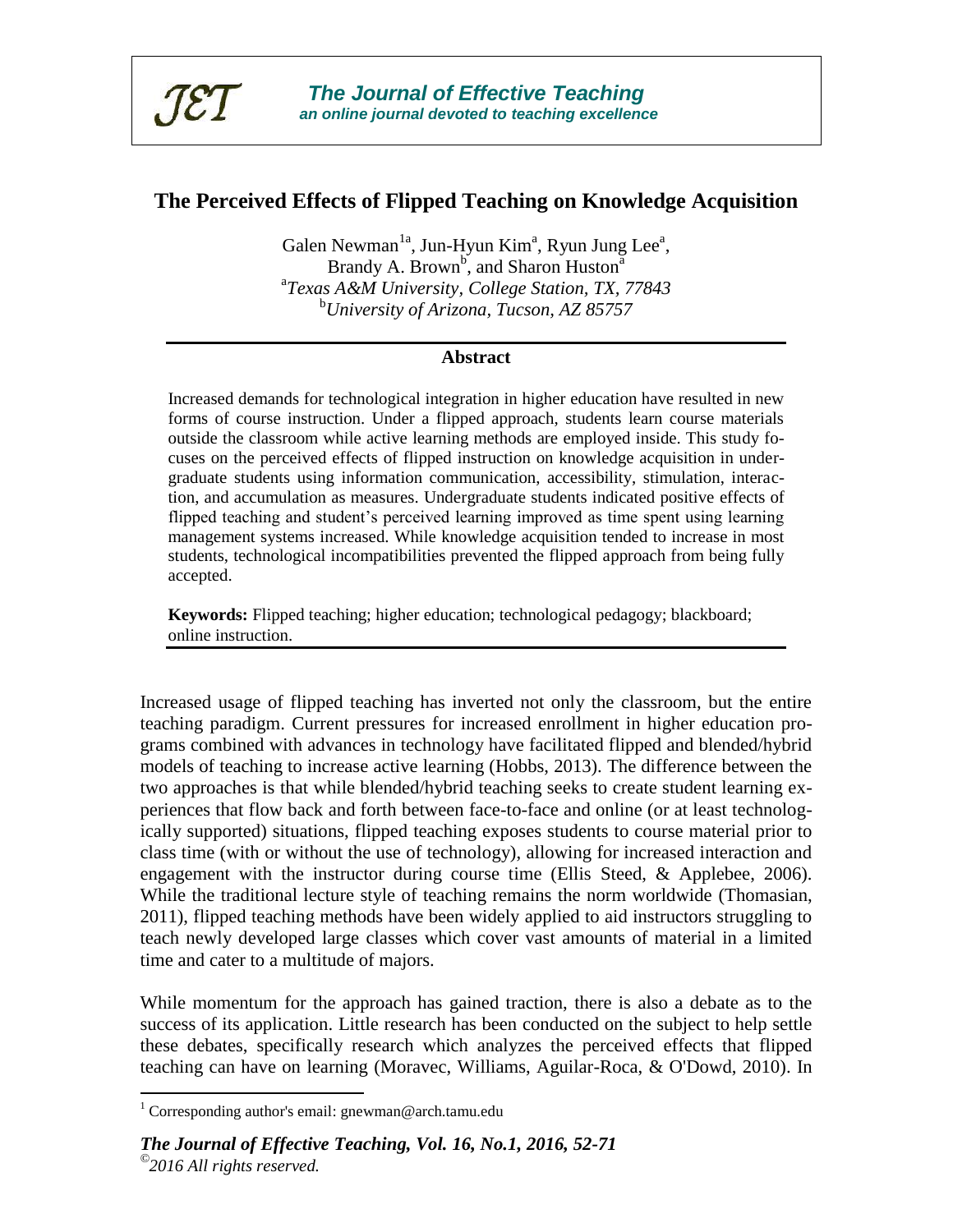JET

***The Journal of Effective Teaching***
***an online journal devoted to teaching excellence***

# The Perceived Effects of Flipped Teaching on Knowledge Acquisition

Galen Newman[1a], Jun-Hyun Kim[a], Ryun Jung Lee[a], Brandy A. Brown[b], and Sharon Huston[a]

[a]*Texas A&M University, College Station, TX, 77843*
[b]*University of Arizona, Tucson, AZ 85757*

## Abstract

Increased demands for technological integration in higher education have resulted in new forms of course instruction. Under a flipped approach, students learn course materials outside the classroom while active learning methods are employed inside. This study focuses on the perceived effects of flipped instruction on knowledge acquisition in undergraduate students using information communication, accessibility, stimulation, interaction, and accumulation as measures. Undergraduate students indicated positive effects of flipped teaching and student's perceived learning improved as time spent using learning management systems increased. While knowledge acquisition tended to increase in most students, technological incompatibilities prevented the flipped approach from being fully accepted.

**Keywords:** Flipped teaching; higher education; technological pedagogy; blackboard; online instruction.

Increased usage of flipped teaching has inverted not only the classroom, but the entire teaching paradigm. Current pressures for increased enrollment in higher education programs combined with advances in technology have facilitated flipped and blended/hybrid models of teaching to increase active learning (Hobbs, 2013). The difference between the two approaches is that while blended/hybrid teaching seeks to create student learning experiences that flow back and forth between face-to-face and online (or at least technologically supported) situations, flipped teaching exposes students to course material prior to class time (with or without the use of technology), allowing for increased interaction and engagement with the instructor during course time (Ellis Steed, & Applebee, 2006). While the traditional lecture style of teaching remains the norm worldwide (Thomasian, 2011), flipped teaching methods have been widely applied to aid instructors struggling to teach newly developed large classes which cover vast amounts of material in a limited time and cater to a multitude of majors.

While momentum for the approach has gained traction, there is also a debate as to the success of its application. Little research has been conducted on the subject to help settle these debates, specifically research which analyzes the perceived effects that flipped teaching can have on learning (Moravec, Williams, Aguilar-Roca, & O'Dowd, 2010). In

[1] Corresponding author's email: gnewman@arch.tamu.edu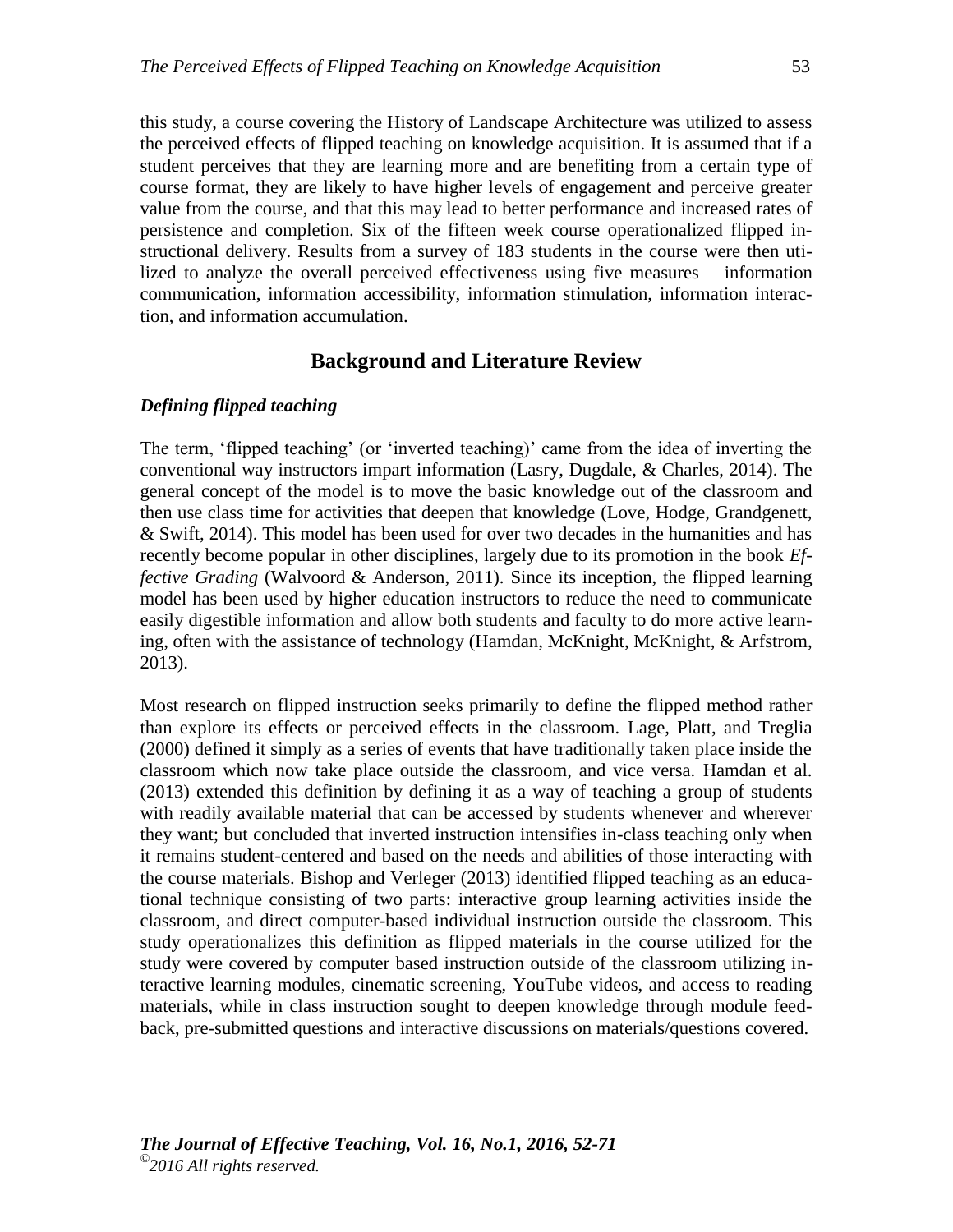this study, a course covering the History of Landscape Architecture was utilized to assess the perceived effects of flipped teaching on knowledge acquisition. It is assumed that if a student perceives that they are learning more and are benefiting from a certain type of course format, they are likely to have higher levels of engagement and perceive greater value from the course, and that this may lead to better performance and increased rates of persistence and completion. Six of the fifteen week course operationalized flipped instructional delivery. Results from a survey of 183 students in the course were then utilized to analyze the overall perceived effectiveness using five measures – information communication, information accessibility, information stimulation, information interaction, and information accumulation.

## Background and Literature Review

### *Defining flipped teaching*

The term, 'flipped teaching' (or 'inverted teaching)' came from the idea of inverting the conventional way instructors impart information (Lasry, Dugdale, & Charles, 2014). The general concept of the model is to move the basic knowledge out of the classroom and then use class time for activities that deepen that knowledge (Love, Hodge, Grandgenett, & Swift, 2014). This model has been used for over two decades in the humanities and has recently become popular in other disciplines, largely due to its promotion in the book *Effective Grading* (Walvoord & Anderson, 2011). Since its inception, the flipped learning model has been used by higher education instructors to reduce the need to communicate easily digestible information and allow both students and faculty to do more active learning, often with the assistance of technology (Hamdan, McKnight, McKnight, & Arfstrom, 2013).

Most research on flipped instruction seeks primarily to define the flipped method rather than explore its effects or perceived effects in the classroom. Lage, Platt, and Treglia (2000) defined it simply as a series of events that have traditionally taken place inside the classroom which now take place outside the classroom, and vice versa. Hamdan et al. (2013) extended this definition by defining it as a way of teaching a group of students with readily available material that can be accessed by students whenever and wherever they want; but concluded that inverted instruction intensifies in-class teaching only when it remains student-centered and based on the needs and abilities of those interacting with the course materials. Bishop and Verleger (2013) identified flipped teaching as an educational technique consisting of two parts: interactive group learning activities inside the classroom, and direct computer-based individual instruction outside the classroom. This study operationalizes this definition as flipped materials in the course utilized for the study were covered by computer based instruction outside of the classroom utilizing interactive learning modules, cinematic screening, YouTube videos, and access to reading materials, while in class instruction sought to deepen knowledge through module feedback, pre-submitted questions and interactive discussions on materials/questions covered.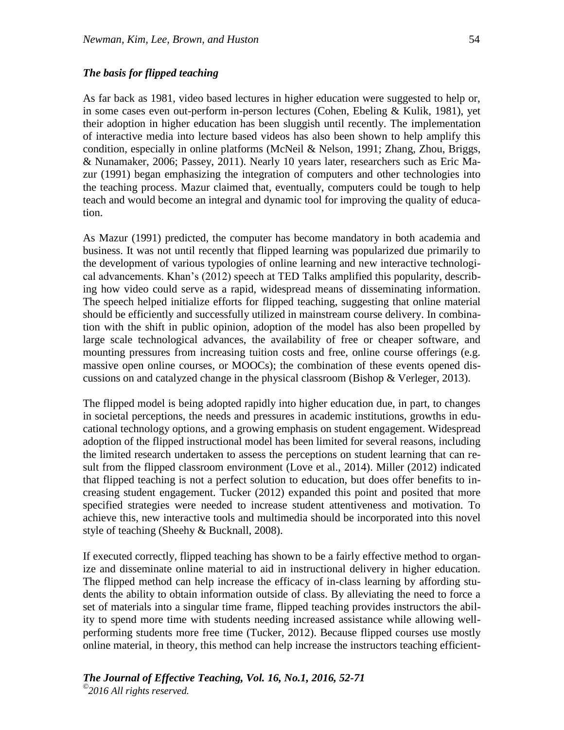### *The basis for flipped teaching*

As far back as 1981, video based lectures in higher education were suggested to help or, in some cases even out-perform in-person lectures (Cohen, Ebeling & Kulik, 1981), yet their adoption in higher education has been sluggish until recently. The implementation of interactive media into lecture based videos has also been shown to help amplify this condition, especially in online platforms (McNeil & Nelson, 1991; Zhang, Zhou, Briggs, & Nunamaker, 2006; Passey, 2011). Nearly 10 years later, researchers such as Eric Mazur (1991) began emphasizing the integration of computers and other technologies into the teaching process. Mazur claimed that, eventually, computers could be tough to help teach and would become an integral and dynamic tool for improving the quality of education.

As Mazur (1991) predicted, the computer has become mandatory in both academia and business. It was not until recently that flipped learning was popularized due primarily to the development of various typologies of online learning and new interactive technological advancements. Khan's (2012) speech at TED Talks amplified this popularity, describing how video could serve as a rapid, widespread means of disseminating information. The speech helped initialize efforts for flipped teaching, suggesting that online material should be efficiently and successfully utilized in mainstream course delivery. In combination with the shift in public opinion, adoption of the model has also been propelled by large scale technological advances, the availability of free or cheaper software, and mounting pressures from increasing tuition costs and free, online course offerings (e.g. massive open online courses, or MOOCs); the combination of these events opened discussions on and catalyzed change in the physical classroom (Bishop & Verleger, 2013).

The flipped model is being adopted rapidly into higher education due, in part, to changes in societal perceptions, the needs and pressures in academic institutions, growths in educational technology options, and a growing emphasis on student engagement. Widespread adoption of the flipped instructional model has been limited for several reasons, including the limited research undertaken to assess the perceptions on student learning that can result from the flipped classroom environment (Love et al., 2014). Miller (2012) indicated that flipped teaching is not a perfect solution to education, but does offer benefits to increasing student engagement. Tucker (2012) expanded this point and posited that more specified strategies were needed to increase student attentiveness and motivation. To achieve this, new interactive tools and multimedia should be incorporated into this novel style of teaching (Sheehy & Bucknall, 2008).

If executed correctly, flipped teaching has shown to be a fairly effective method to organize and disseminate online material to aid in instructional delivery in higher education. The flipped method can help increase the efficacy of in-class learning by affording students the ability to obtain information outside of class. By alleviating the need to force a set of materials into a singular time frame, flipped teaching provides instructors the ability to spend more time with students needing increased assistance while allowing well-performing students more free time (Tucker, 2012). Because flipped courses use mostly online material, in theory, this method can help increase the instructors teaching efficient-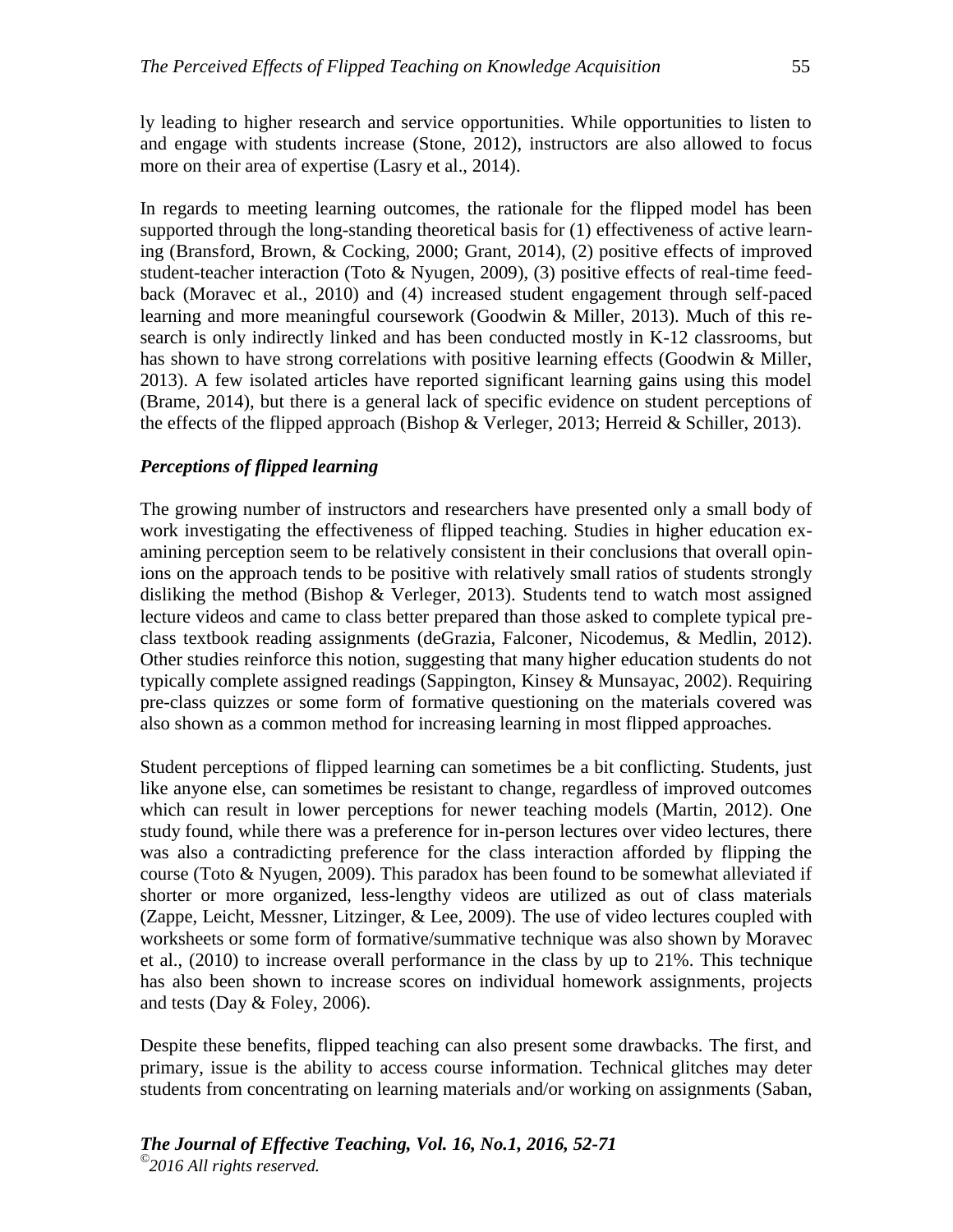ly leading to higher research and service opportunities. While opportunities to listen to and engage with students increase (Stone, 2012), instructors are also allowed to focus more on their area of expertise (Lasry et al., 2014).

In regards to meeting learning outcomes, the rationale for the flipped model has been supported through the long-standing theoretical basis for (1) effectiveness of active learning (Bransford, Brown, & Cocking, 2000; Grant, 2014), (2) positive effects of improved student-teacher interaction (Toto & Nyugen, 2009), (3) positive effects of real-time feedback (Moravec et al., 2010) and (4) increased student engagement through self-paced learning and more meaningful coursework (Goodwin & Miller, 2013). Much of this research is only indirectly linked and has been conducted mostly in K-12 classrooms, but has shown to have strong correlations with positive learning effects (Goodwin & Miller, 2013). A few isolated articles have reported significant learning gains using this model (Brame, 2014), but there is a general lack of specific evidence on student perceptions of the effects of the flipped approach (Bishop & Verleger, 2013; Herreid & Schiller, 2013).

### *Perceptions of flipped learning*

The growing number of instructors and researchers have presented only a small body of work investigating the effectiveness of flipped teaching. Studies in higher education examining perception seem to be relatively consistent in their conclusions that overall opinions on the approach tends to be positive with relatively small ratios of students strongly disliking the method (Bishop & Verleger, 2013). Students tend to watch most assigned lecture videos and came to class better prepared than those asked to complete typical pre-class textbook reading assignments (deGrazia, Falconer, Nicodemus, & Medlin, 2012). Other studies reinforce this notion, suggesting that many higher education students do not typically complete assigned readings (Sappington, Kinsey & Munsayac, 2002). Requiring pre-class quizzes or some form of formative questioning on the materials covered was also shown as a common method for increasing learning in most flipped approaches.

Student perceptions of flipped learning can sometimes be a bit conflicting. Students, just like anyone else, can sometimes be resistant to change, regardless of improved outcomes which can result in lower perceptions for newer teaching models (Martin, 2012). One study found, while there was a preference for in-person lectures over video lectures, there was also a contradicting preference for the class interaction afforded by flipping the course (Toto & Nyugen, 2009). This paradox has been found to be somewhat alleviated if shorter or more organized, less-lengthy videos are utilized as out of class materials (Zappe, Leicht, Messner, Litzinger, & Lee, 2009). The use of video lectures coupled with worksheets or some form of formative/summative technique was also shown by Moravec et al., (2010) to increase overall performance in the class by up to 21%. This technique has also been shown to increase scores on individual homework assignments, projects and tests (Day & Foley, 2006).

Despite these benefits, flipped teaching can also present some drawbacks. The first, and primary, issue is the ability to access course information. Technical glitches may deter students from concentrating on learning materials and/or working on assignments (Saban,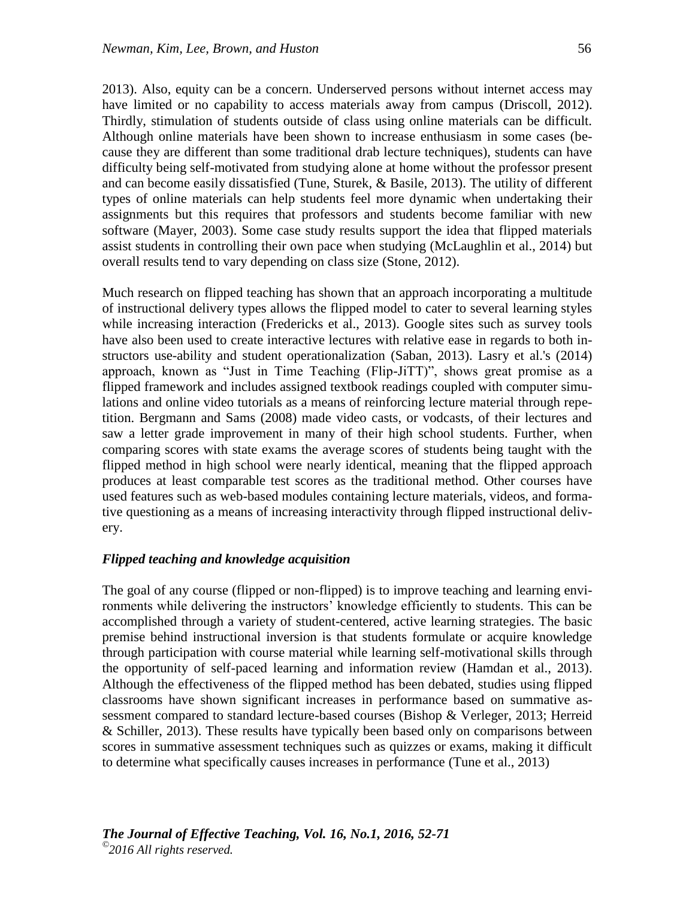2013). Also, equity can be a concern. Underserved persons without internet access may have limited or no capability to access materials away from campus (Driscoll, 2012). Thirdly, stimulation of students outside of class using online materials can be difficult. Although online materials have been shown to increase enthusiasm in some cases (because they are different than some traditional drab lecture techniques), students can have difficulty being self-motivated from studying alone at home without the professor present and can become easily dissatisfied (Tune, Sturek, & Basile, 2013). The utility of different types of online materials can help students feel more dynamic when undertaking their assignments but this requires that professors and students become familiar with new software (Mayer, 2003). Some case study results support the idea that flipped materials assist students in controlling their own pace when studying (McLaughlin et al., 2014) but overall results tend to vary depending on class size (Stone, 2012).

Much research on flipped teaching has shown that an approach incorporating a multitude of instructional delivery types allows the flipped model to cater to several learning styles while increasing interaction (Fredericks et al., 2013). Google sites such as survey tools have also been used to create interactive lectures with relative ease in regards to both instructors use-ability and student operationalization (Saban, 2013). Lasry et al.'s (2014) approach, known as "Just in Time Teaching (Flip-JiTT)", shows great promise as a flipped framework and includes assigned textbook readings coupled with computer simulations and online video tutorials as a means of reinforcing lecture material through repetition. Bergmann and Sams (2008) made video casts, or vodcasts, of their lectures and saw a letter grade improvement in many of their high school students. Further, when comparing scores with state exams the average scores of students being taught with the flipped method in high school were nearly identical, meaning that the flipped approach produces at least comparable test scores as the traditional method. Other courses have used features such as web-based modules containing lecture materials, videos, and formative questioning as a means of increasing interactivity through flipped instructional delivery.

### *Flipped teaching and knowledge acquisition*

The goal of any course (flipped or non-flipped) is to improve teaching and learning environments while delivering the instructors' knowledge efficiently to students. This can be accomplished through a variety of student-centered, active learning strategies. The basic premise behind instructional inversion is that students formulate or acquire knowledge through participation with course material while learning self-motivational skills through the opportunity of self-paced learning and information review (Hamdan et al., 2013). Although the effectiveness of the flipped method has been debated, studies using flipped classrooms have shown significant increases in performance based on summative assessment compared to standard lecture-based courses (Bishop & Verleger, 2013; Herreid & Schiller, 2013). These results have typically been based only on comparisons between scores in summative assessment techniques such as quizzes or exams, making it difficult to determine what specifically causes increases in performance (Tune et al., 2013)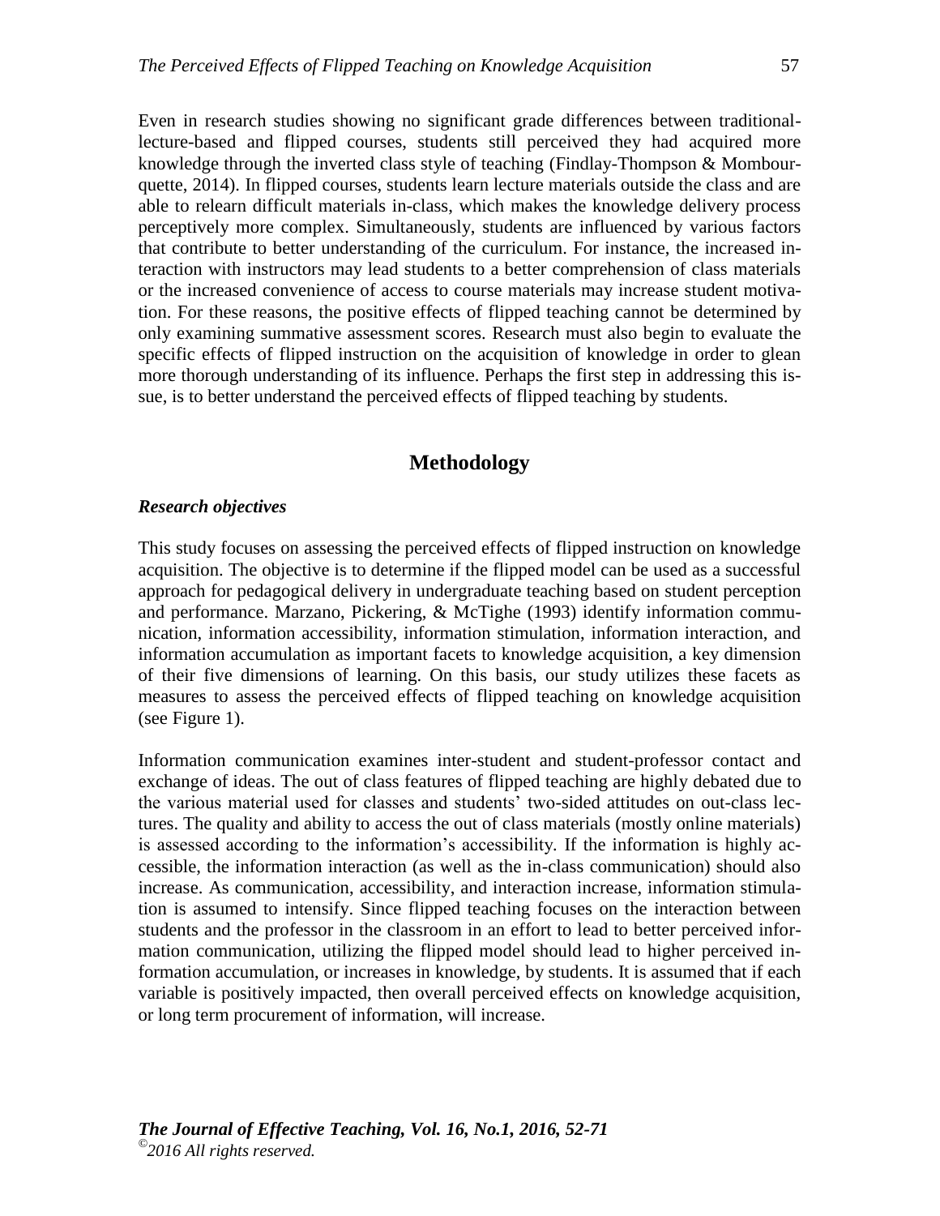Even in research studies showing no significant grade differences between traditional-lecture-based and flipped courses, students still perceived they had acquired more knowledge through the inverted class style of teaching (Findlay-Thompson & Mombourquette, 2014). In flipped courses, students learn lecture materials outside the class and are able to relearn difficult materials in-class, which makes the knowledge delivery process perceptively more complex. Simultaneously, students are influenced by various factors that contribute to better understanding of the curriculum. For instance, the increased interaction with instructors may lead students to a better comprehension of class materials or the increased convenience of access to course materials may increase student motivation. For these reasons, the positive effects of flipped teaching cannot be determined by only examining summative assessment scores. Research must also begin to evaluate the specific effects of flipped instruction on the acquisition of knowledge in order to glean more thorough understanding of its influence. Perhaps the first step in addressing this issue, is to better understand the perceived effects of flipped teaching by students.

## Methodology

### *Research objectives*

This study focuses on assessing the perceived effects of flipped instruction on knowledge acquisition. The objective is to determine if the flipped model can be used as a successful approach for pedagogical delivery in undergraduate teaching based on student perception and performance. Marzano, Pickering, & McTighe (1993) identify information communication, information accessibility, information stimulation, information interaction, and information accumulation as important facets to knowledge acquisition, a key dimension of their five dimensions of learning. On this basis, our study utilizes these facets as measures to assess the perceived effects of flipped teaching on knowledge acquisition (see Figure 1).

Information communication examines inter-student and student-professor contact and exchange of ideas. The out of class features of flipped teaching are highly debated due to the various material used for classes and students' two-sided attitudes on out-class lectures. The quality and ability to access the out of class materials (mostly online materials) is assessed according to the information's accessibility. If the information is highly accessible, the information interaction (as well as the in-class communication) should also increase. As communication, accessibility, and interaction increase, information stimulation is assumed to intensify. Since flipped teaching focuses on the interaction between students and the professor in the classroom in an effort to lead to better perceived information communication, utilizing the flipped model should lead to higher perceived information accumulation, or increases in knowledge, by students. It is assumed that if each variable is positively impacted, then overall perceived effects on knowledge acquisition, or long term procurement of information, will increase.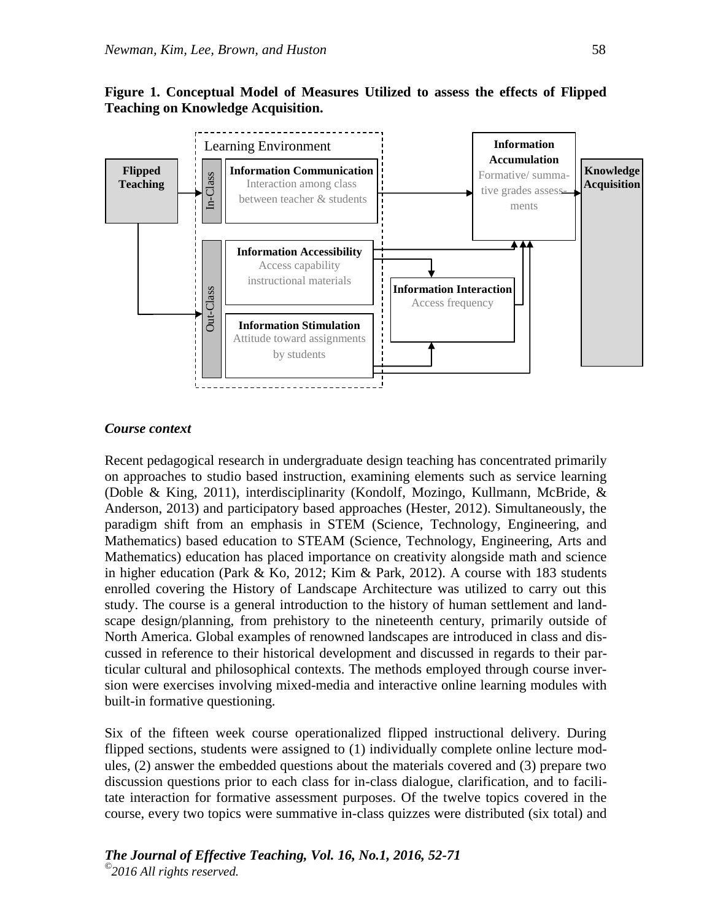**Figure 1. Conceptual Model of Measures Utilized to assess the effects of Flipped Teaching on Knowledge Acquisition.**

Flipped Teaching

Learning Environment

In-Class

**Information Communication**
Interaction among class between teacher & students

Out-Class

**Information Accessibility**
Access capability instructional materials

**Information Stimulation**
Attitude toward assignments by students

**Information Interaction**
Access frequency

**Information Accumulation**
Formative/ summative grades assessments

**Knowledge Acquisition**

### *Course context*

Recent pedagogical research in undergraduate design teaching has concentrated primarily on approaches to studio based instruction, examining elements such as service learning (Doble & King, 2011), interdisciplinarity (Kondolf, Mozingo, Kullmann, McBride, & Anderson, 2013) and participatory based approaches (Hester, 2012). Simultaneously, the paradigm shift from an emphasis in STEM (Science, Technology, Engineering, and Mathematics) based education to STEAM (Science, Technology, Engineering, Arts and Mathematics) education has placed importance on creativity alongside math and science in higher education (Park & Ko, 2012; Kim & Park, 2012). A course with 183 students enrolled covering the History of Landscape Architecture was utilized to carry out this study. The course is a general introduction to the history of human settlement and landscape design/planning, from prehistory to the nineteenth century, primarily outside of North America. Global examples of renowned landscapes are introduced in class and discussed in reference to their historical development and discussed in regards to their particular cultural and philosophical contexts. The methods employed through course inversion were exercises involving mixed-media and interactive online learning modules with built-in formative questioning.

Six of the fifteen week course operationalized flipped instructional delivery. During flipped sections, students were assigned to (1) individually complete online lecture modules, (2) answer the embedded questions about the materials covered and (3) prepare two discussion questions prior to each class for in-class dialogue, clarification, and to facilitate interaction for formative assessment purposes. Of the twelve topics covered in the course, every two topics were summative in-class quizzes were distributed (six total) and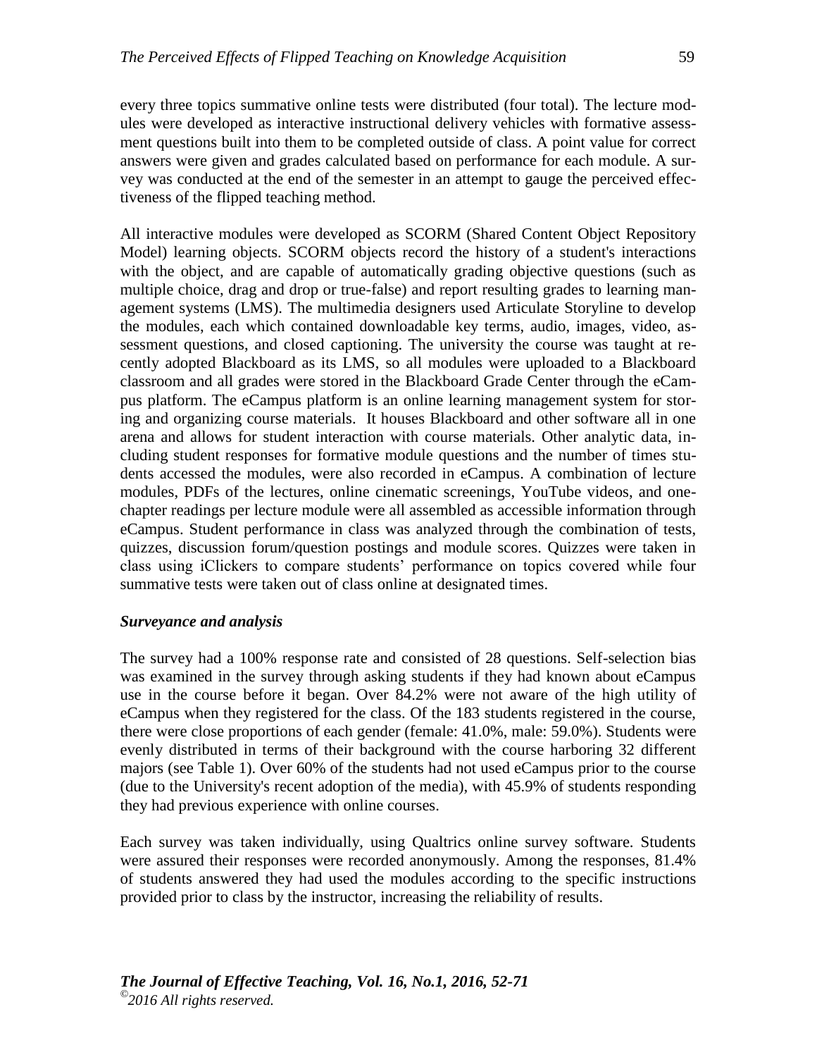every three topics summative online tests were distributed (four total). The lecture modules were developed as interactive instructional delivery vehicles with formative assessment questions built into them to be completed outside of class. A point value for correct answers were given and grades calculated based on performance for each module. A survey was conducted at the end of the semester in an attempt to gauge the perceived effectiveness of the flipped teaching method.

All interactive modules were developed as SCORM (Shared Content Object Repository Model) learning objects. SCORM objects record the history of a student's interactions with the object, and are capable of automatically grading objective questions (such as multiple choice, drag and drop or true-false) and report resulting grades to learning management systems (LMS). The multimedia designers used Articulate Storyline to develop the modules, each which contained downloadable key terms, audio, images, video, assessment questions, and closed captioning. The university the course was taught at recently adopted Blackboard as its LMS, so all modules were uploaded to a Blackboard classroom and all grades were stored in the Blackboard Grade Center through the eCampus platform. The eCampus platform is an online learning management system for storing and organizing course materials. It houses Blackboard and other software all in one arena and allows for student interaction with course materials. Other analytic data, including student responses for formative module questions and the number of times students accessed the modules, were also recorded in eCampus. A combination of lecture modules, PDFs of the lectures, online cinematic screenings, YouTube videos, and one-chapter readings per lecture module were all assembled as accessible information through eCampus. Student performance in class was analyzed through the combination of tests, quizzes, discussion forum/question postings and module scores. Quizzes were taken in class using iClickers to compare students' performance on topics covered while four summative tests were taken out of class online at designated times.

### *Surveyance and analysis*

The survey had a 100% response rate and consisted of 28 questions. Self-selection bias was examined in the survey through asking students if they had known about eCampus use in the course before it began. Over 84.2% were not aware of the high utility of eCampus when they registered for the class. Of the 183 students registered in the course, there were close proportions of each gender (female: 41.0%, male: 59.0%). Students were evenly distributed in terms of their background with the course harboring 32 different majors (see Table 1). Over 60% of the students had not used eCampus prior to the course (due to the University's recent adoption of the media), with 45.9% of students responding they had previous experience with online courses.

Each survey was taken individually, using Qualtrics online survey software. Students were assured their responses were recorded anonymously. Among the responses, 81.4% of students answered they had used the modules according to the specific instructions provided prior to class by the instructor, increasing the reliability of results.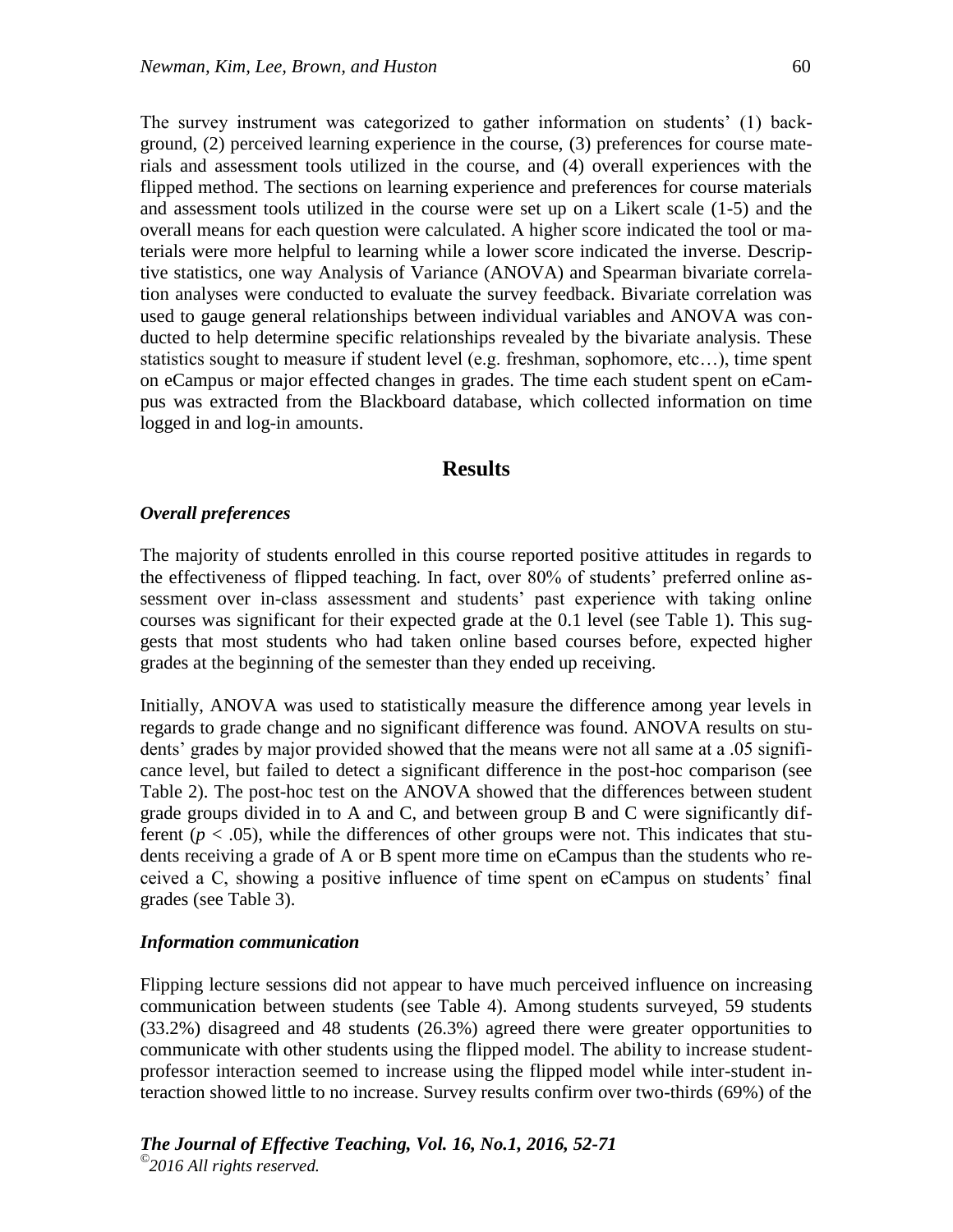The survey instrument was categorized to gather information on students' (1) background, (2) perceived learning experience in the course, (3) preferences for course materials and assessment tools utilized in the course, and (4) overall experiences with the flipped method. The sections on learning experience and preferences for course materials and assessment tools utilized in the course were set up on a Likert scale (1-5) and the overall means for each question were calculated. A higher score indicated the tool or materials were more helpful to learning while a lower score indicated the inverse. Descriptive statistics, one way Analysis of Variance (ANOVA) and Spearman bivariate correlation analyses were conducted to evaluate the survey feedback. Bivariate correlation was used to gauge general relationships between individual variables and ANOVA was conducted to help determine specific relationships revealed by the bivariate analysis. These statistics sought to measure if student level (e.g. freshman, sophomore, etc…), time spent on eCampus or major effected changes in grades. The time each student spent on eCampus was extracted from the Blackboard database, which collected information on time logged in and log-in amounts.

## Results

### *Overall preferences*

The majority of students enrolled in this course reported positive attitudes in regards to the effectiveness of flipped teaching. In fact, over 80% of students' preferred online assessment over in-class assessment and students' past experience with taking online courses was significant for their expected grade at the 0.1 level (see Table 1). This suggests that most students who had taken online based courses before, expected higher grades at the beginning of the semester than they ended up receiving.

Initially, ANOVA was used to statistically measure the difference among year levels in regards to grade change and no significant difference was found. ANOVA results on students' grades by major provided showed that the means were not all same at a .05 significance level, but failed to detect a significant difference in the post-hoc comparison (see Table 2). The post-hoc test on the ANOVA showed that the differences between student grade groups divided in to A and C, and between group B and C were significantly different ($p < .05$), while the differences of other groups were not. This indicates that students receiving a grade of A or B spent more time on eCampus than the students who received a C, showing a positive influence of time spent on eCampus on students' final grades (see Table 3).

### *Information communication*

Flipping lecture sessions did not appear to have much perceived influence on increasing communication between students (see Table 4). Among students surveyed, 59 students (33.2%) disagreed and 48 students (26.3%) agreed there were greater opportunities to communicate with other students using the flipped model. The ability to increase student-professor interaction seemed to increase using the flipped model while inter-student interaction showed little to no increase. Survey results confirm over two-thirds (69%) of the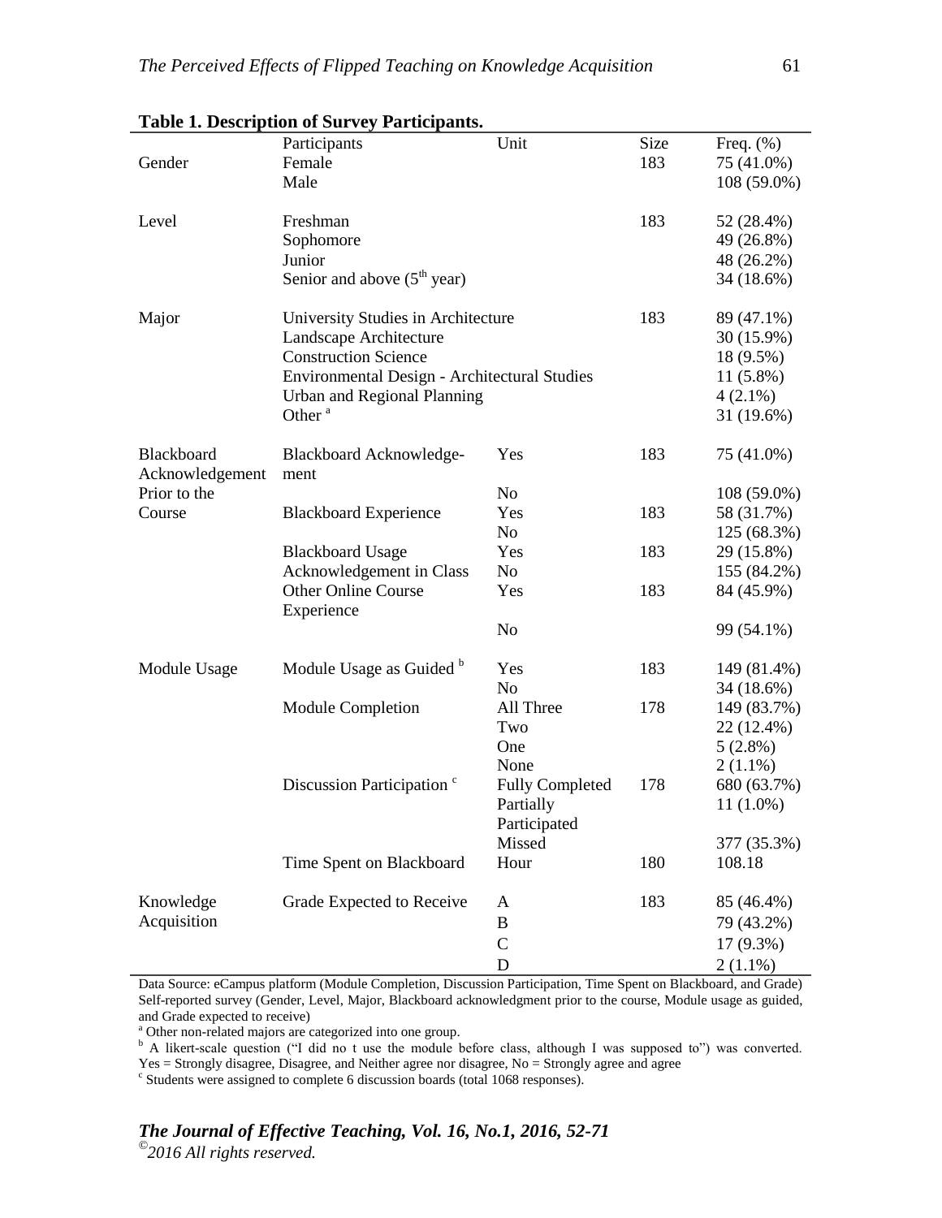**Table 1. Description of Survey Participants.**

| | Participants | Unit | Size | Freq. (%) |
|---|---|---|---|---|
| Gender | Female | | 183 | 75 (41.0%) |
| | Male | | | 108 (59.0%) |
| Level | Freshman | | 183 | 52 (28.4%) |
| | Sophomore | | | 49 (26.8%) |
| | Junior | | | 48 (26.2%) |
| | Senior and above (5th year) | | | 34 (18.6%) |
| Major | University Studies in Architecture | | 183 | 89 (47.1%) |
| | Landscape Architecture | | | 30 (15.9%) |
| | Construction Science | | | 18 (9.5%) |
| | Environmental Design - Architectural Studies | | | 11 (5.8%) |
| | Urban and Regional Planning | | | 4 (2.1%) |
| | Other [a] | | | 31 (19.6%) |
| Blackboard Acknowledgement Prior to the Course | Blackboard Acknowledgement | Yes | 183 | 75 (41.0%) |
| | | No | | 108 (59.0%) |
| | Blackboard Experience | Yes | 183 | 58 (31.7%) |
| | | No | | 125 (68.3%) |
| | Blackboard Usage Acknowledgement in Class | Yes | 183 | 29 (15.8%) |
| | | No | | 155 (84.2%) |
| | Other Online Course Experience | Yes | 183 | 84 (45.9%) |
| | | No | | 99 (54.1%) |
| Module Usage | Module Usage as Guided [b] | Yes | 183 | 149 (81.4%) |
| | | No | | 34 (18.6%) |
| | Module Completion | All Three | 178 | 149 (83.7%) |
| | | Two | | 22 (12.4%) |
| | | One | | 5 (2.8%) |
| | | None | | 2 (1.1%) |
| | Discussion Participation [c] | Fully Completed | 178 | 680 (63.7%) |
| | | Partially Participated | | 11 (1.0%) |
| | | Missed | | 377 (35.3%) |
| | Time Spent on Blackboard | Hour | 180 | 108.18 |
| Knowledge Acquisition | Grade Expected to Receive | A | 183 | 85 (46.4%) |
| | | B | | 79 (43.2%) |
| | | C | | 17 (9.3%) |
| | | D | | 2 (1.1%) |

Data Source: eCampus platform (Module Completion, Discussion Participation, Time Spent on Blackboard, and Grade) Self-reported survey (Gender, Level, Major, Blackboard acknowledgment prior to the course, Module usage as guided, and Grade expected to receive)

[a] Other non-related majors are categorized into one group.

[b] A likert-scale question ("I did no t use the module before class, although I was supposed to") was converted. Yes = Strongly disagree, Disagree, and Neither agree nor disagree, No = Strongly agree and agree

[c] Students were assigned to complete 6 discussion boards (total 1068 responses).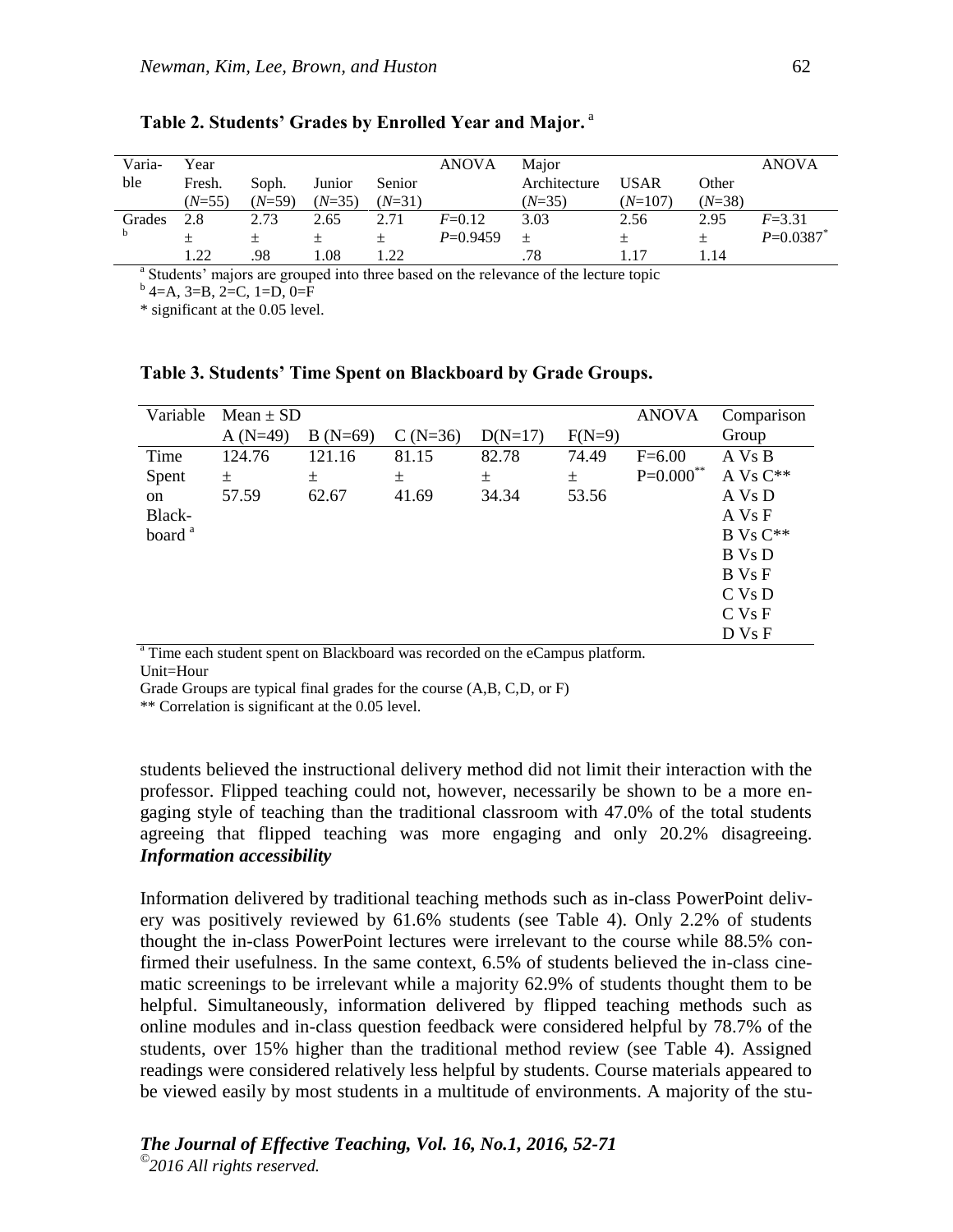**Table 2. Students' Grades by Enrolled Year and Major.** [a]

| Variable | Year | | | | ANOVA | Major | | | ANOVA |
|---|---|---|---|---|---|---|---|---|---|
| | Fresh. (*N*=55) | Soph. (*N*=59) | Junior (*N*=35) | Senior (*N*=31) | | Architecture (*N*=35) | USAR (*N*=107) | Other (*N*=38) | |
| Grades [b] | 2.8 ± 1.22 | 2.73 ± .98 | 2.65 ± 1.08 | 2.71 ± 1.22 | $F$=0.12 $P$=0.9459 | 3.03 ± .78 | 2.56 ± 1.17 | 2.95 ± 1.14 | $F$=3.31 $P$=0.0387* |

[a] Students' majors are grouped into three based on the relevance of the lecture topic

[b] 4=A, 3=B, 2=C, 1=D, 0=F

\* significant at the 0.05 level.

**Table 3. Students' Time Spent on Blackboard by Grade Groups.**

| Variable | Mean ± SD | | | | | ANOVA | Comparison Group |
|---|---|---|---|---|---|---|---|
| | A (N=49) | B (N=69) | C (N=36) | D(N=17) | F(N=9) | | |
| Time Spent on Blackboard [a] | 124.76 ± 57.59 | 121.16 ± 62.67 | 81.15 ± 41.69 | 82.78 ± 34.34 | 74.49 ± 53.56 | F=6.00 P=0.000** | A Vs B<br>A Vs C**<br>A Vs D<br>A Vs F<br>B Vs C**<br>B Vs D<br>B Vs F<br>C Vs D<br>C Vs F<br>D Vs F |

[a] Time each student spent on Blackboard was recorded on the eCampus platform.

Unit=Hour

Grade Groups are typical final grades for the course (A,B, C,D, or F)

\** Correlation is significant at the 0.05 level.

students believed the instructional delivery method did not limit their interaction with the professor. Flipped teaching could not, however, necessarily be shown to be a more engaging style of teaching than the traditional classroom with 47.0% of the total students agreeing that flipped teaching was more engaging and only 20.2% disagreeing.

***Information accessibility***

Information delivered by traditional teaching methods such as in-class PowerPoint delivery was positively reviewed by 61.6% students (see Table 4). Only 2.2% of students thought the in-class PowerPoint lectures were irrelevant to the course while 88.5% confirmed their usefulness. In the same context, 6.5% of students believed the in-class cinematic screenings to be irrelevant while a majority 62.9% of students thought them to be helpful. Simultaneously, information delivered by flipped teaching methods such as online modules and in-class question feedback were considered helpful by 78.7% of the students, over 15% higher than the traditional method review (see Table 4). Assigned readings were considered relatively less helpful by students. Course materials appeared to be viewed easily by most students in a multitude of environments. A majority of the stu-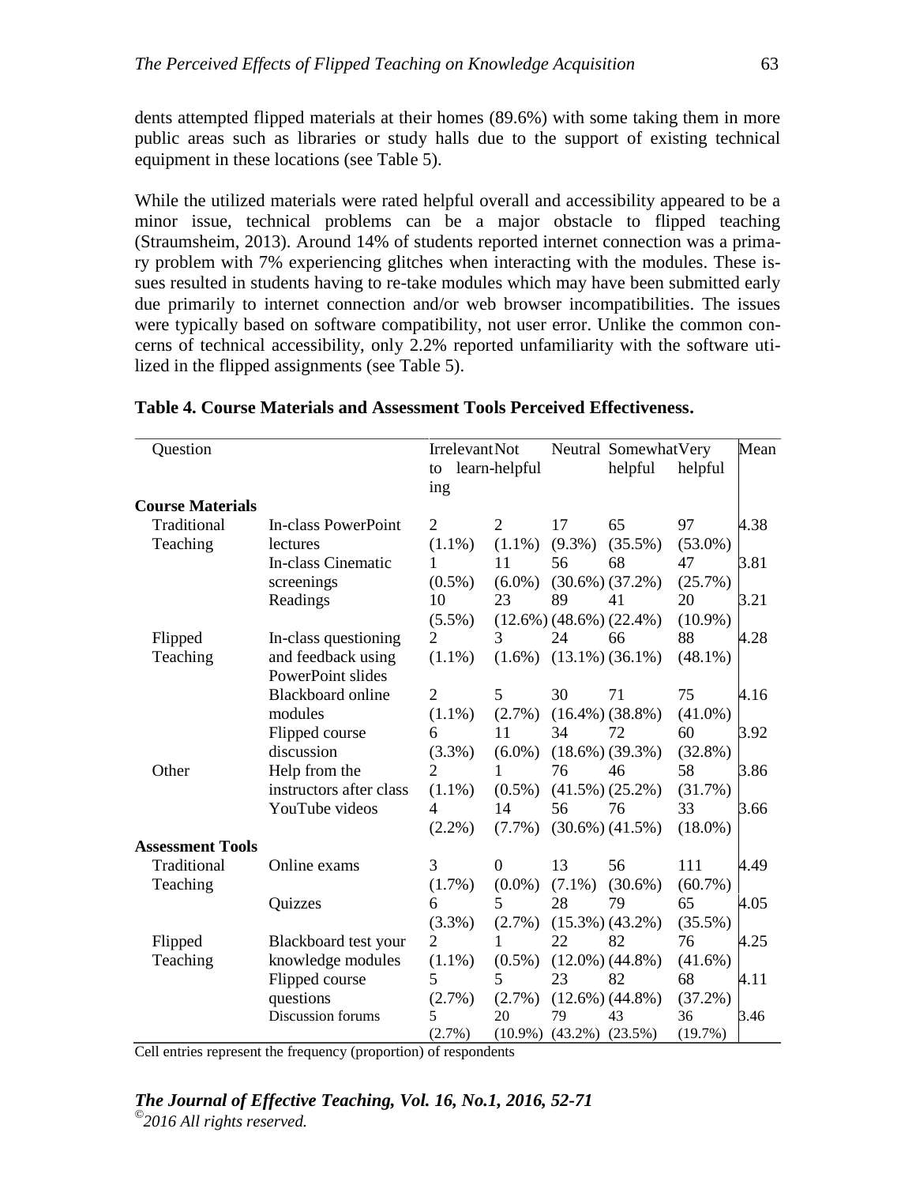dents attempted flipped materials at their homes (89.6%) with some taking them in more public areas such as libraries or study halls due to the support of existing technical equipment in these locations (see Table 5).

While the utilized materials were rated helpful overall and accessibility appeared to be a minor issue, technical problems can be a major obstacle to flipped teaching (Straumsheim, 2013). Around 14% of students reported internet connection was a primary problem with 7% experiencing glitches when interacting with the modules. These issues resulted in students having to re-take modules which may have been submitted early due primarily to internet connection and/or web browser incompatibilities. The issues were typically based on software compatibility, not user error. Unlike the common concerns of technical accessibility, only 2.2% reported unfamiliarity with the software utilized in the flipped assignments (see Table 5).

**Table 4. Course Materials and Assessment Tools Perceived Effectiveness.**

| Question | | Irrelevant to learning | Not helpful | Neutral | Somewhat helpful | Very helpful | Mean |
|---|---|---|---|---|---|---|---|
| **Course Materials** | | | | | | | |
| Traditional Teaching | In-class PowerPoint lectures | 2 (1.1%) | 2 (1.1%) | 17 (9.3%) | 65 (35.5%) | 97 (53.0%) | 4.38 |
| | In-class Cinematic screenings | 1 (0.5%) | 11 (6.0%) | 56 (30.6%) | 68 (37.2%) | 47 (25.7%) | 3.81 |
| | Readings | 10 (5.5%) | 23 (12.6%) | 89 (48.6%) | 41 (22.4%) | 20 (10.9%) | 3.21 |
| Flipped Teaching | In-class questioning and feedback using PowerPoint slides | 2 (1.1%) | 3 (1.6%) | 24 (13.1%) | 66 (36.1%) | 88 (48.1%) | 4.28 |
| | Blackboard online modules | 2 (1.1%) | 5 (2.7%) | 30 (16.4%) | 71 (38.8%) | 75 (41.0%) | 4.16 |
| | Flipped course discussion | 6 (3.3%) | 11 (6.0%) | 34 (18.6%) | 72 (39.3%) | 60 (32.8%) | 3.92 |
| Other | Help from the instructors after class | 2 (1.1%) | 1 (0.5%) | 76 (41.5%) | 46 (25.2%) | 58 (31.7%) | 3.86 |
| | YouTube videos | 4 (2.2%) | 14 (7.7%) | 56 (30.6%) | 76 (41.5%) | 33 (18.0%) | 3.66 |
| **Assessment Tools** | | | | | | | |
| Traditional Teaching | Online exams | 3 (1.7%) | 0 (0.0%) | 13 (7.1%) | 56 (30.6%) | 111 (60.7%) | 4.49 |
| | Quizzes | 6 (3.3%) | 5 (2.7%) | 28 (15.3%) | 79 (43.2%) | 65 (35.5%) | 4.05 |
| Flipped Teaching | Blackboard test your knowledge modules | 2 (1.1%) | 1 (0.5%) | 22 (12.0%) | 82 (44.8%) | 76 (41.6%) | 4.25 |
| | Flipped course questions | 5 (2.7%) | 5 (2.7%) | 23 (12.6%) | 82 (44.8%) | 68 (37.2%) | 4.11 |
| | Discussion forums | 5 (2.7%) | 20 (10.9%) | 79 (43.2%) | 43 (23.5%) | 36 (19.7%) | 3.46 |

Cell entries represent the frequency (proportion) of respondents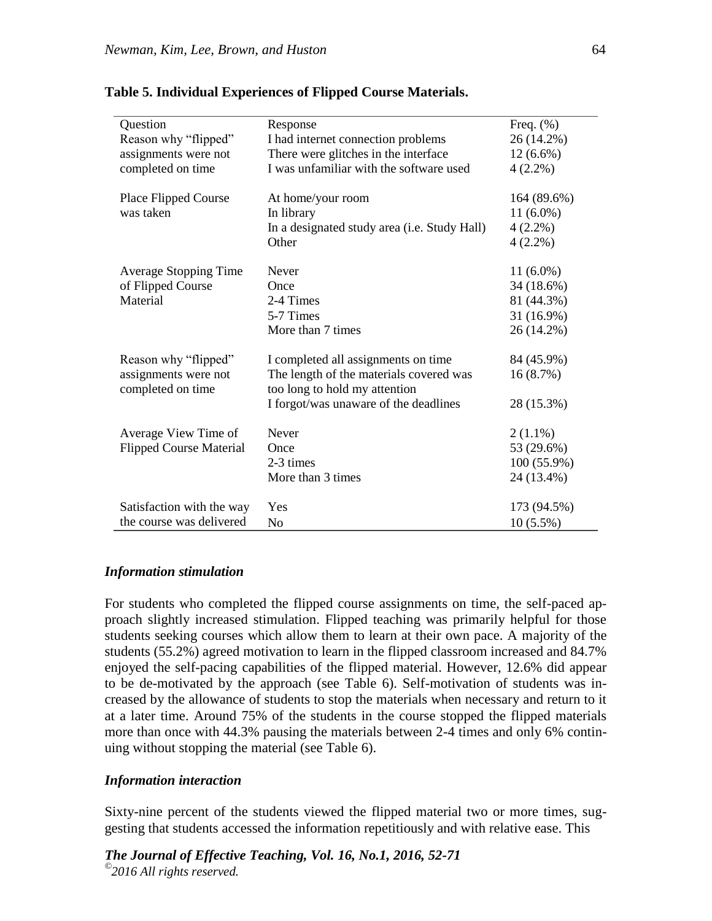**Table 5. Individual Experiences of Flipped Course Materials.**

| Question | Response | Freq. (%) |
|---|---|---|
| Reason why "flipped" assignments were not completed on time | I had internet connection problems | 26 (14.2%) |
| | There were glitches in the interface | 12 (6.6%) |
| | I was unfamiliar with the software used | 4 (2.2%) |
| Place Flipped Course was taken | At home/your room | 164 (89.6%) |
| | In library | 11 (6.0%) |
| | In a designated study area (i.e. Study Hall) | 4 (2.2%) |
| | Other | 4 (2.2%) |
| Average Stopping Time of Flipped Course Material | Never | 11 (6.0%) |
| | Once | 34 (18.6%) |
| | 2-4 Times | 81 (44.3%) |
| | 5-7 Times | 31 (16.9%) |
| | More than 7 times | 26 (14.2%) |
| Reason why "flipped" assignments were not completed on time | I completed all assignments on time | 84 (45.9%) |
| | The length of the materials covered was too long to hold my attention | 16 (8.7%) |
| | I forgot/was unaware of the deadlines | 28 (15.3%) |
| Average View Time of Flipped Course Material | Never | 2 (1.1%) |
| | Once | 53 (29.6%) |
| | 2-3 times | 100 (55.9%) |
| | More than 3 times | 24 (13.4%) |
| Satisfaction with the way the course was delivered | Yes | 173 (94.5%) |
| | No | 10 (5.5%) |

### *Information stimulation*

For students who completed the flipped course assignments on time, the self-paced approach slightly increased stimulation. Flipped teaching was primarily helpful for those students seeking courses which allow them to learn at their own pace. A majority of the students (55.2%) agreed motivation to learn in the flipped classroom increased and 84.7% enjoyed the self-pacing capabilities of the flipped material. However, 12.6% did appear to be de-motivated by the approach (see Table 6). Self-motivation of students was increased by the allowance of students to stop the materials when necessary and return to it at a later time. Around 75% of the students in the course stopped the flipped materials more than once with 44.3% pausing the materials between 2-4 times and only 6% continuing without stopping the material (see Table 6).

### *Information interaction*

Sixty-nine percent of the students viewed the flipped material two or more times, suggesting that students accessed the information repetitiously and with relative ease. This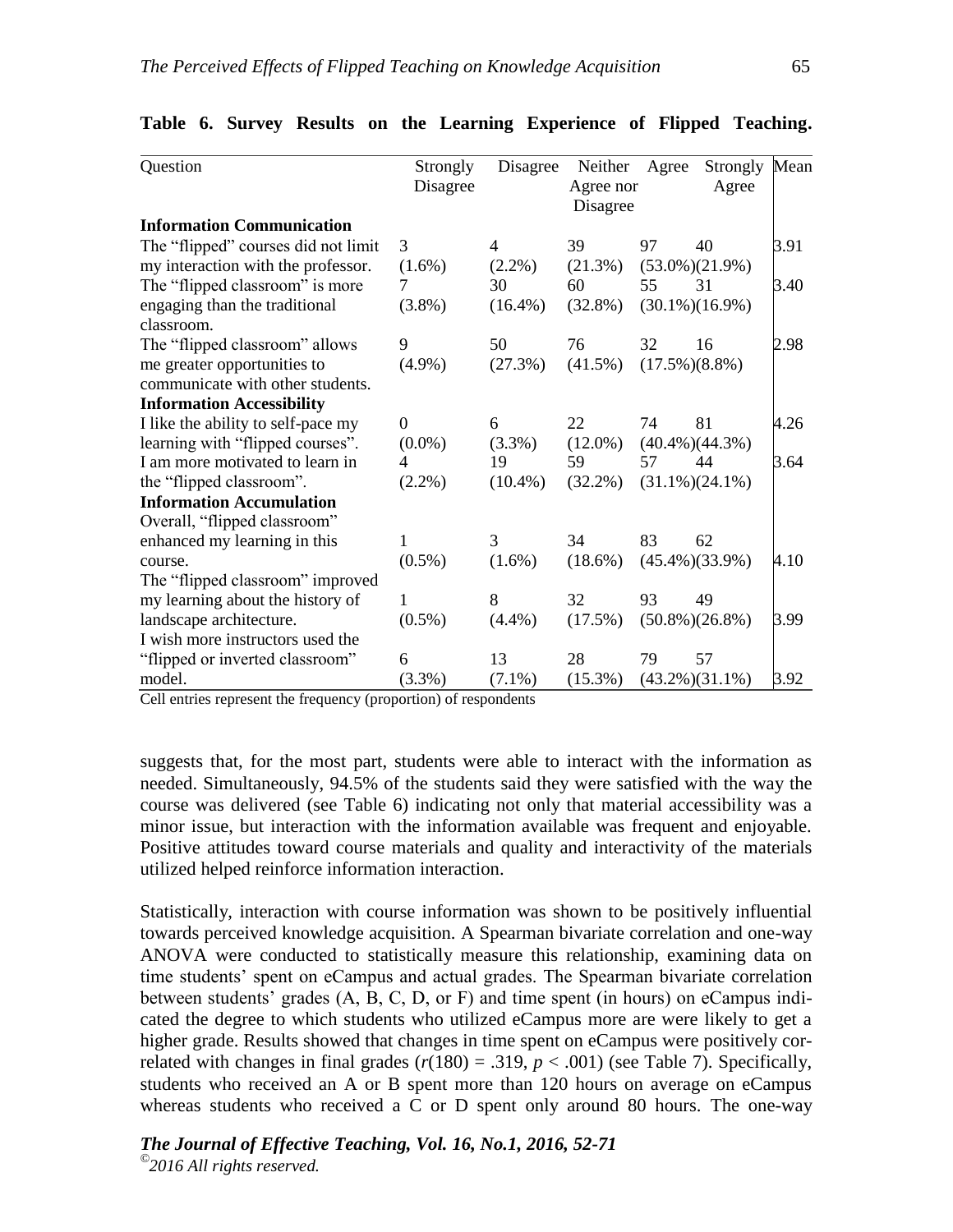**Table 6. Survey Results on the Learning Experience of Flipped Teaching.**

| Question | Strongly Disagree | Disagree | Neither Agree nor Disagree | Agree | Strongly Agree | Mean |
|---|---|---|---|---|---|---|
| **Information Communication** | | | | | | |
| The "flipped" courses did not limit my interaction with the professor. | 3 (1.6%) | 4 (2.2%) | 39 (21.3%) | 97 (53.0%) | 40 (21.9%) | 3.91 |
| The "flipped classroom" is more engaging than the traditional classroom. | 7 (3.8%) | 30 (16.4%) | 60 (32.8%) | 55 (30.1%) | 31 (16.9%) | 3.40 |
| The "flipped classroom" allows me greater opportunities to communicate with other students. | 9 (4.9%) | 50 (27.3%) | 76 (41.5%) | 32 (17.5%) | 16 (8.8%) | 2.98 |
| **Information Accessibility** | | | | | | |
| I like the ability to self-pace my learning with "flipped courses". | 0 (0.0%) | 6 (3.3%) | 22 (12.0%) | 74 (40.4%) | 81 (44.3%) | 4.26 |
| I am more motivated to learn in the "flipped classroom". | 4 (2.2%) | 19 (10.4%) | 59 (32.2%) | 57 (31.1%) | 44 (24.1%) | 3.64 |
| **Information Accumulation** | | | | | | |
| Overall, "flipped classroom" enhanced my learning in this course. | 1 (0.5%) | 3 (1.6%) | 34 (18.6%) | 83 (45.4%) | 62 (33.9%) | 4.10 |
| The "flipped classroom" improved my learning about the history of landscape architecture. | 1 (0.5%) | 8 (4.4%) | 32 (17.5%) | 93 (50.8%) | 49 (26.8%) | 3.99 |
| I wish more instructors used the "flipped or inverted classroom" model. | 6 (3.3%) | 13 (7.1%) | 28 (15.3%) | 79 (43.2%) | 57 (31.1%) | 3.92 |

Cell entries represent the frequency (proportion) of respondents

suggests that, for the most part, students were able to interact with the information as needed. Simultaneously, 94.5% of the students said they were satisfied with the way the course was delivered (see Table 6) indicating not only that material accessibility was a minor issue, but interaction with the information available was frequent and enjoyable. Positive attitudes toward course materials and quality and interactivity of the materials utilized helped reinforce information interaction.

Statistically, interaction with course information was shown to be positively influential towards perceived knowledge acquisition. A Spearman bivariate correlation and one-way ANOVA were conducted to statistically measure this relationship, examining data on time students' spent on eCampus and actual grades. The Spearman bivariate correlation between students' grades (A, B, C, D, or F) and time spent (in hours) on eCampus indicated the degree to which students who utilized eCampus more are were likely to get a higher grade. Results showed that changes in time spent on eCampus were positively correlated with changes in final grades ($r(180) = .319$, $p < .001$) (see Table 7). Specifically, students who received an A or B spent more than 120 hours on average on eCampus whereas students who received a C or D spent only around 80 hours. The one-way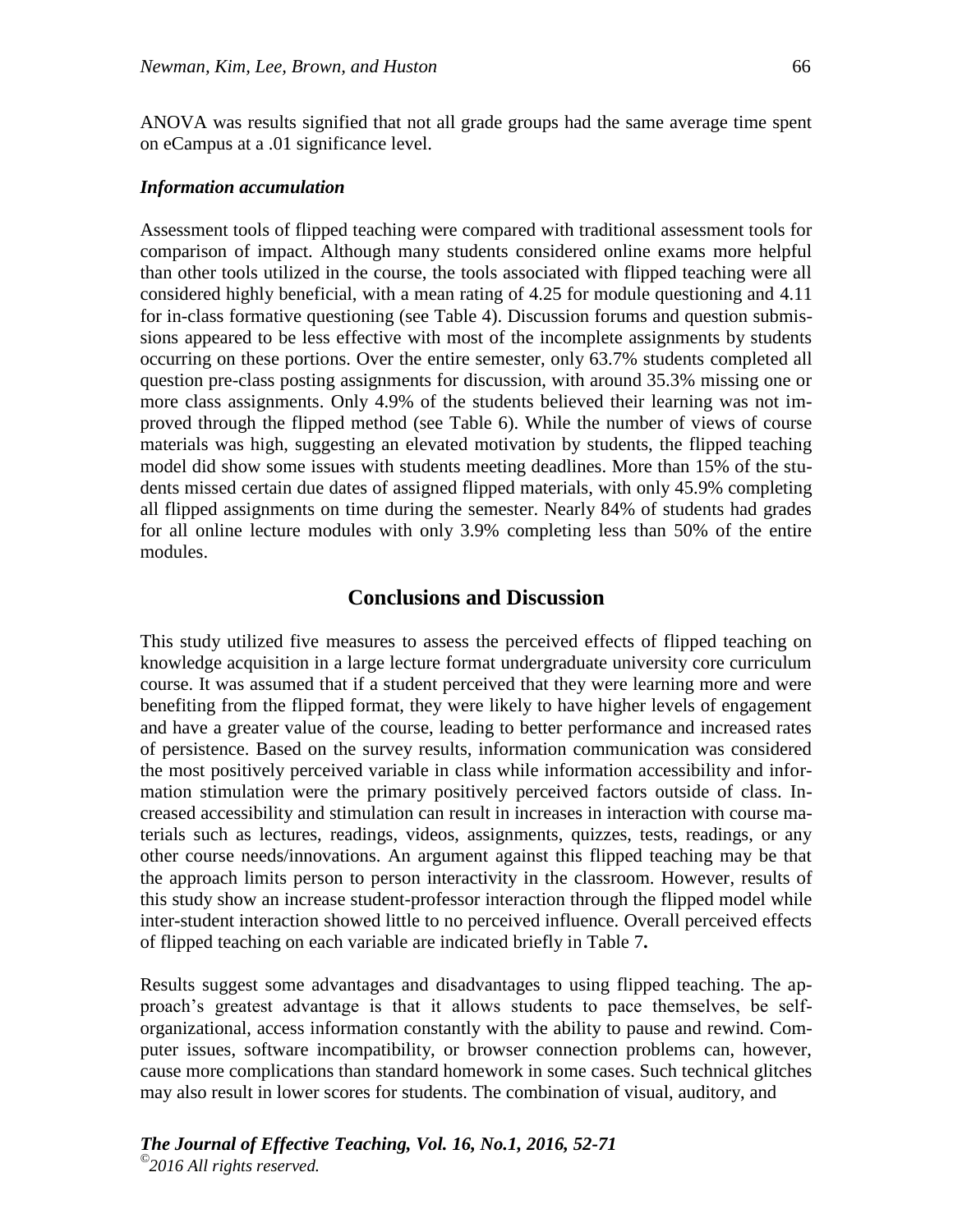ANOVA was results signified that not all grade groups had the same average time spent on eCampus at a .01 significance level.

***Information accumulation***

Assessment tools of flipped teaching were compared with traditional assessment tools for comparison of impact. Although many students considered online exams more helpful than other tools utilized in the course, the tools associated with flipped teaching were all considered highly beneficial, with a mean rating of 4.25 for module questioning and 4.11 for in-class formative questioning (see Table 4). Discussion forums and question submissions appeared to be less effective with most of the incomplete assignments by students occurring on these portions. Over the entire semester, only 63.7% students completed all question pre-class posting assignments for discussion, with around 35.3% missing one or more class assignments. Only 4.9% of the students believed their learning was not improved through the flipped method (see Table 6). While the number of views of course materials was high, suggesting an elevated motivation by students, the flipped teaching model did show some issues with students meeting deadlines. More than 15% of the students missed certain due dates of assigned flipped materials, with only 45.9% completing all flipped assignments on time during the semester. Nearly 84% of students had grades for all online lecture modules with only 3.9% completing less than 50% of the entire modules.

## Conclusions and Discussion

This study utilized five measures to assess the perceived effects of flipped teaching on knowledge acquisition in a large lecture format undergraduate university core curriculum course. It was assumed that if a student perceived that they were learning more and were benefiting from the flipped format, they were likely to have higher levels of engagement and have a greater value of the course, leading to better performance and increased rates of persistence. Based on the survey results, information communication was considered the most positively perceived variable in class while information accessibility and information stimulation were the primary positively perceived factors outside of class. Increased accessibility and stimulation can result in increases in interaction with course materials such as lectures, readings, videos, assignments, quizzes, tests, readings, or any other course needs/innovations. An argument against this flipped teaching may be that the approach limits person to person interactivity in the classroom. However, results of this study show an increase student-professor interaction through the flipped model while inter-student interaction showed little to no perceived influence. Overall perceived effects of flipped teaching on each variable are indicated briefly in Table 7**.**

Results suggest some advantages and disadvantages to using flipped teaching. The approach's greatest advantage is that it allows students to pace themselves, be self-organizational, access information constantly with the ability to pause and rewind. Computer issues, software incompatibility, or browser connection problems can, however, cause more complications than standard homework in some cases. Such technical glitches may also result in lower scores for students. The combination of visual, auditory, and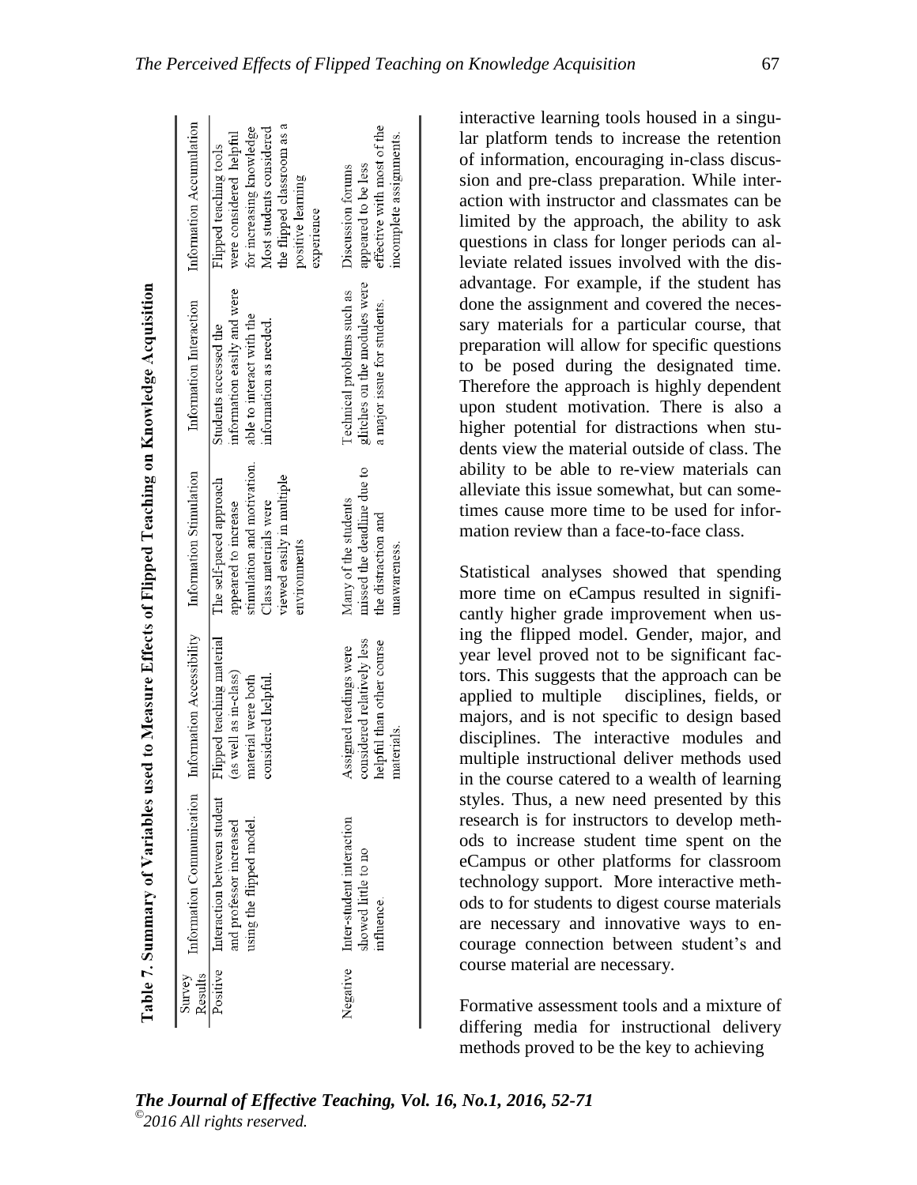**Table 7. Summary of Variables used to Measure Effects of Flipped Teaching on Knowledge Acquisition**

| Survey Results | Information Communication | Information Accessibility | Information Stimulation | Information Interaction | Information Accumulation |
|---|---|---|---|---|---|
| Positive | Interaction between student and professor increased using the flipped model. | Flipped teaching material (as well as in-class) material were both considered helpful. | The self-paced approach appeared to increase stimulation and motivation. Class materials were viewed easily in multiple environments | Students accessed the information easily and were able to interact with the information as needed. | Flipped teaching tools were considered helpful for increasing knowledge. Most students considered the flipped classroom as a positive learning experience |
| Negative | Inter-student interaction showed little to no influence. | Assigned readings were considered relatively less helpful than other course materials. | Many of the students missed the deadline due to the distraction and unawareness. | Technical problems such as glitches on the modules were a major issue for students. | Discussion forums appeared to be less effective with most of the incomplete assignments. |

interactive learning tools housed in a singular platform tends to increase the retention of information, encouraging in-class discussion and pre-class preparation. While interaction with instructor and classmates can be limited by the approach, the ability to ask questions in class for longer periods can alleviate related issues involved with the disadvantage. For example, if the student has done the assignment and covered the necessary materials for a particular course, that preparation will allow for specific questions to be posed during the designated time. Therefore the approach is highly dependent upon student motivation. There is also a higher potential for distractions when students view the material outside of class. The ability to be able to re-view materials can alleviate this issue somewhat, but can sometimes cause more time to be used for information review than a face-to-face class.

Statistical analyses showed that spending more time on eCampus resulted in significantly higher grade improvement when using the flipped model. Gender, major, and year level proved not to be significant factors. This suggests that the approach can be applied to multiple disciplines, fields, or majors, and is not specific to design based disciplines. The interactive modules and multiple instructional deliver methods used in the course catered to a wealth of learning styles. Thus, a new need presented by this research is for instructors to develop methods to increase student time spent on the eCampus or other platforms for classroom technology support. More interactive methods to for students to digest course materials are necessary and innovative ways to encourage connection between student's and course material are necessary.

Formative assessment tools and a mixture of differing media for instructional delivery methods proved to be the key to achieving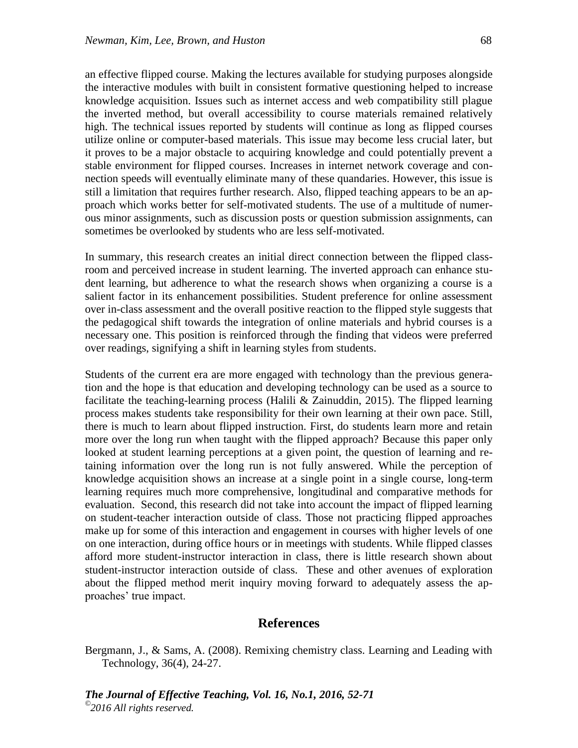an effective flipped course. Making the lectures available for studying purposes alongside the interactive modules with built in consistent formative questioning helped to increase knowledge acquisition. Issues such as internet access and web compatibility still plague the inverted method, but overall accessibility to course materials remained relatively high. The technical issues reported by students will continue as long as flipped courses utilize online or computer-based materials. This issue may become less crucial later, but it proves to be a major obstacle to acquiring knowledge and could potentially prevent a stable environment for flipped courses. Increases in internet network coverage and connection speeds will eventually eliminate many of these quandaries. However, this issue is still a limitation that requires further research. Also, flipped teaching appears to be an approach which works better for self-motivated students. The use of a multitude of numerous minor assignments, such as discussion posts or question submission assignments, can sometimes be overlooked by students who are less self-motivated.

In summary, this research creates an initial direct connection between the flipped classroom and perceived increase in student learning. The inverted approach can enhance student learning, but adherence to what the research shows when organizing a course is a salient factor in its enhancement possibilities. Student preference for online assessment over in-class assessment and the overall positive reaction to the flipped style suggests that the pedagogical shift towards the integration of online materials and hybrid courses is a necessary one. This position is reinforced through the finding that videos were preferred over readings, signifying a shift in learning styles from students.

Students of the current era are more engaged with technology than the previous generation and the hope is that education and developing technology can be used as a source to facilitate the teaching-learning process (Halili & Zainuddin, 2015). The flipped learning process makes students take responsibility for their own learning at their own pace. Still, there is much to learn about flipped instruction. First, do students learn more and retain more over the long run when taught with the flipped approach? Because this paper only looked at student learning perceptions at a given point, the question of learning and retaining information over the long run is not fully answered. While the perception of knowledge acquisition shows an increase at a single point in a single course, long-term learning requires much more comprehensive, longitudinal and comparative methods for evaluation. Second, this research did not take into account the impact of flipped learning on student-teacher interaction outside of class. Those not practicing flipped approaches make up for some of this interaction and engagement in courses with higher levels of one on one interaction, during office hours or in meetings with students. While flipped classes afford more student-instructor interaction in class, there is little research shown about student-instructor interaction outside of class. These and other avenues of exploration about the flipped method merit inquiry moving forward to adequately assess the approaches' true impact.

## References

Bergmann, J., & Sams, A. (2008). Remixing chemistry class. Learning and Leading with Technology, 36(4), 24-27.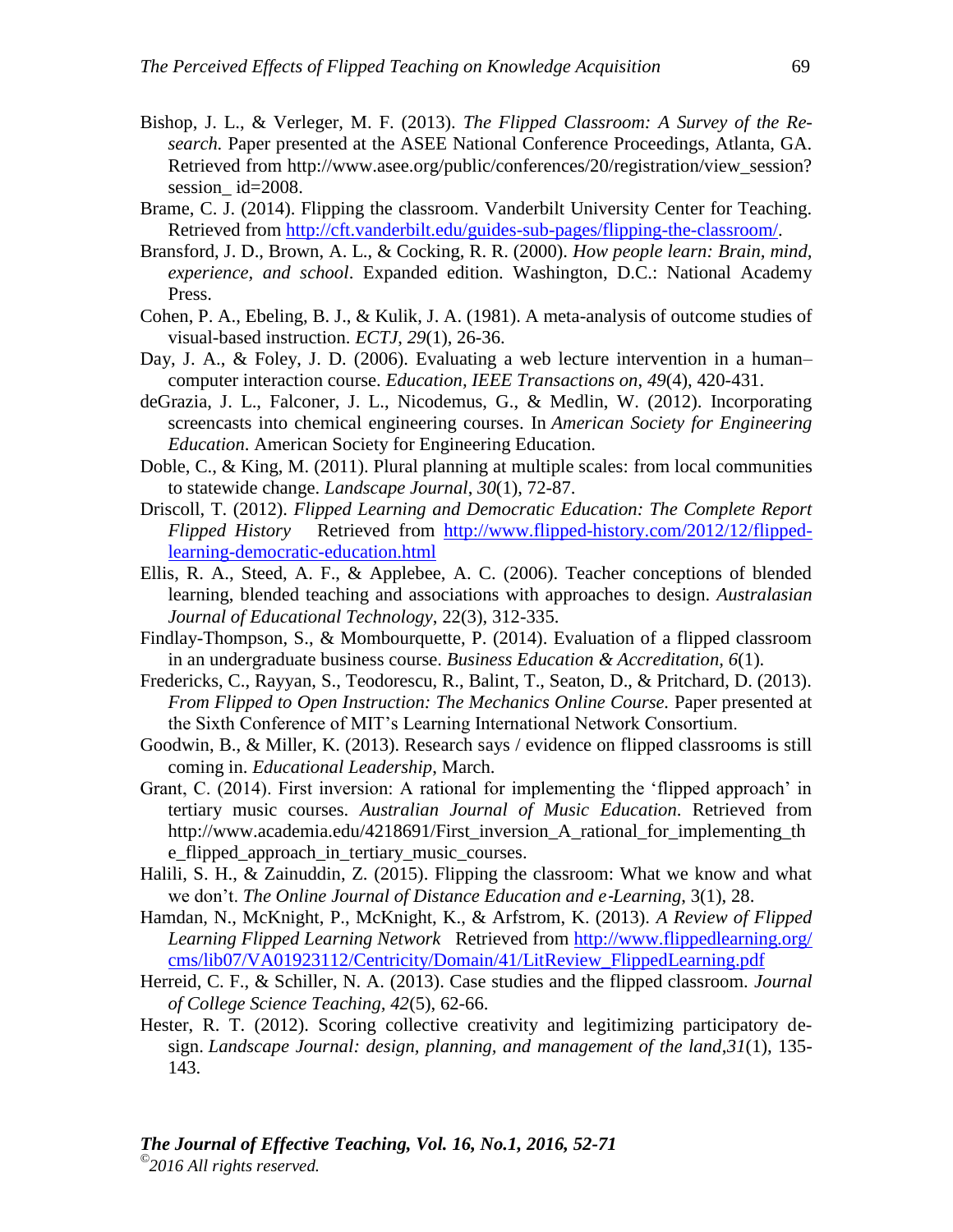Bishop, J. L., & Verleger, M. F. (2013). *The Flipped Classroom: A Survey of the Research.* Paper presented at the ASEE National Conference Proceedings, Atlanta, GA. Retrieved from http://www.asee.org/public/conferences/20/registration/view_session?session_ id=2008.

Brame, C. J. (2014). Flipping the classroom. Vanderbilt University Center for Teaching. Retrieved from http://cft.vanderbilt.edu/guides-sub-pages/flipping-the-classroom/.

Bransford, J. D., Brown, A. L., & Cocking, R. R. (2000). *How people learn: Brain, mind, experience, and school*. Expanded edition. Washington, D.C.: National Academy Press.

Cohen, P. A., Ebeling, B. J., & Kulik, J. A. (1981). A meta-analysis of outcome studies of visual-based instruction. *ECTJ*, *29*(1), 26-36.

Day, J. A., & Foley, J. D. (2006). Evaluating a web lecture intervention in a human–computer interaction course. *Education, IEEE Transactions on*, *49*(4), 420-431.

deGrazia, J. L., Falconer, J. L., Nicodemus, G., & Medlin, W. (2012). Incorporating screencasts into chemical engineering courses. In *American Society for Engineering Education*. American Society for Engineering Education.

Doble, C., & King, M. (2011). Plural planning at multiple scales: from local communities to statewide change. *Landscape Journal*, *30*(1), 72-87.

Driscoll, T. (2012). *Flipped Learning and Democratic Education: The Complete Report Flipped History* Retrieved from http://www.flipped-history.com/2012/12/flipped-learning-democratic-education.html

Ellis, R. A., Steed, A. F., & Applebee, A. C. (2006). Teacher conceptions of blended learning, blended teaching and associations with approaches to design. *Australasian Journal of Educational Technology*, 22(3), 312-335.

Findlay-Thompson, S., & Mombourquette, P. (2014). Evaluation of a flipped classroom in an undergraduate business course. *Business Education & Accreditation, 6*(1).

Fredericks, C., Rayyan, S., Teodorescu, R., Balint, T., Seaton, D., & Pritchard, D. (2013). *From Flipped to Open Instruction: The Mechanics Online Course.* Paper presented at the Sixth Conference of MIT's Learning International Network Consortium.

Goodwin, B., & Miller, K. (2013). Research says / evidence on flipped classrooms is still coming in. *Educational Leadership*, March.

Grant, C. (2014). First inversion: A rational for implementing the 'flipped approach' in tertiary music courses. *Australian Journal of Music Education*. Retrieved from http://www.academia.edu/4218691/First_inversion_A_rational_for_implementing_the_flipped_approach_in_tertiary_music_courses.

Halili, S. H., & Zainuddin, Z. (2015). Flipping the classroom: What we know and what we don't. *The Online Journal of Distance Education and e-Learning*, 3(1), 28.

Hamdan, N., McKnight, P., McKnight, K., & Arfstrom, K. (2013). *A Review of Flipped Learning Flipped Learning Network* Retrieved from http://www.flippedlearning.org/cms/lib07/VA01923112/Centricity/Domain/41/LitReview_FlippedLearning.pdf

Herreid, C. F., & Schiller, N. A. (2013). Case studies and the flipped classroom. *Journal of College Science Teaching, 42*(5), 62-66.

Hester, R. T. (2012). Scoring collective creativity and legitimizing participatory design. *Landscape Journal: design, planning, and management of the land*,*31*(1), 135-143.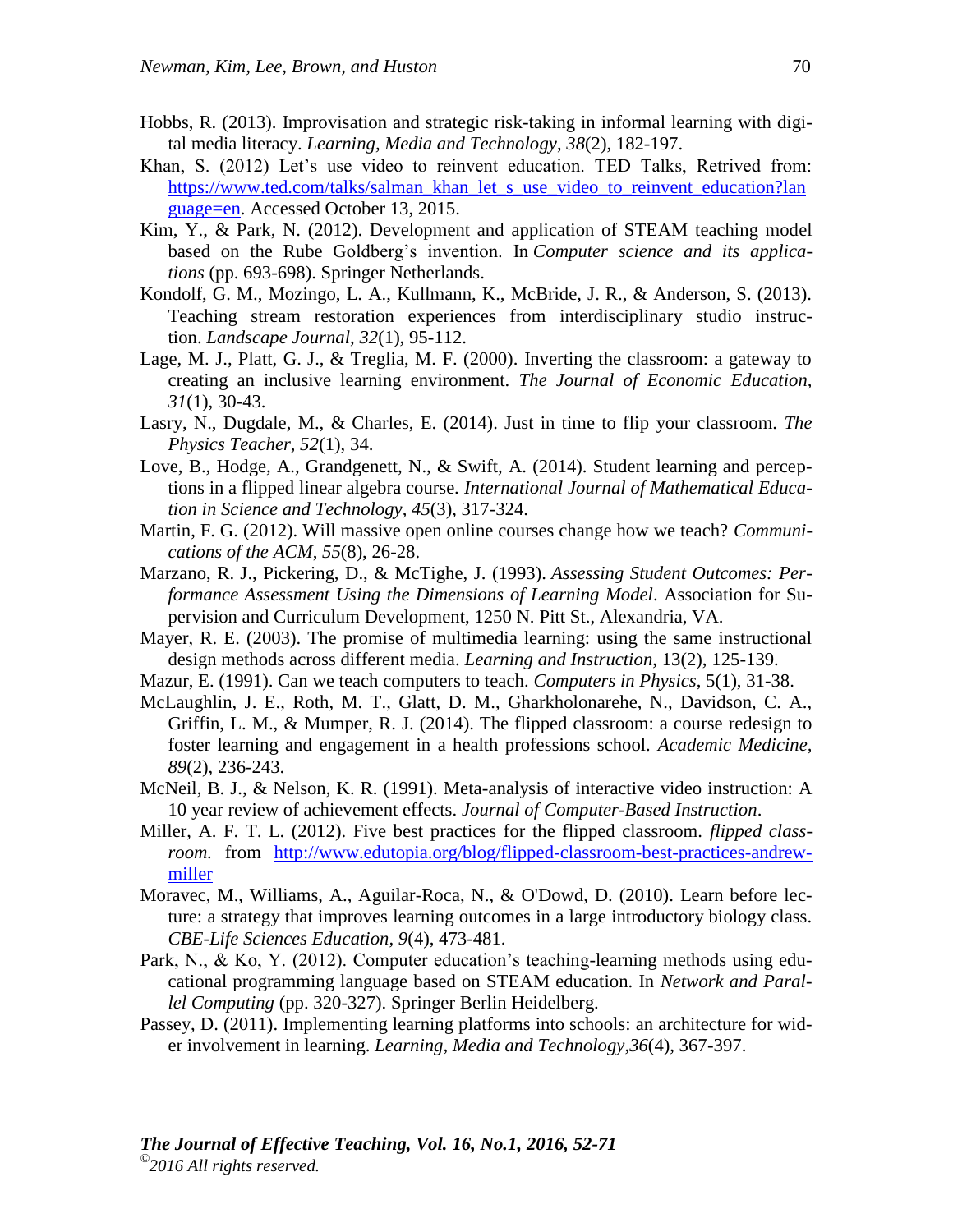Hobbs, R. (2013). Improvisation and strategic risk-taking in informal learning with digital media literacy. *Learning, Media and Technology*, *38*(2), 182-197.

Khan, S. (2012) Let's use video to reinvent education. TED Talks, Retrived from: https://www.ted.com/talks/salman_khan_let_s_use_video_to_reinvent_education?language=en. Accessed October 13, 2015.

Kim, Y., & Park, N. (2012). Development and application of STEAM teaching model based on the Rube Goldberg's invention. In *Computer science and its applications* (pp. 693-698). Springer Netherlands.

Kondolf, G. M., Mozingo, L. A., Kullmann, K., McBride, J. R., & Anderson, S. (2013). Teaching stream restoration experiences from interdisciplinary studio instruction. *Landscape Journal*, *32*(1), 95-112.

Lage, M. J., Platt, G. J., & Treglia, M. F. (2000). Inverting the classroom: a gateway to creating an inclusive learning environment. *The Journal of Economic Education*, *31*(1), 30-43.

Lasry, N., Dugdale, M., & Charles, E. (2014). Just in time to flip your classroom. *The Physics Teacher, 52*(1), 34.

Love, B., Hodge, A., Grandgenett, N., & Swift, A. (2014). Student learning and perceptions in a flipped linear algebra course. *International Journal of Mathematical Education in Science and Technology, 45*(3), 317-324.

Martin, F. G. (2012). Will massive open online courses change how we teach? *Communications of the ACM*, *55*(8), 26-28.

Marzano, R. J., Pickering, D., & McTighe, J. (1993). *Assessing Student Outcomes: Performance Assessment Using the Dimensions of Learning Model*. Association for Supervision and Curriculum Development, 1250 N. Pitt St., Alexandria, VA.

Mayer, R. E. (2003). The promise of multimedia learning: using the same instructional design methods across different media. *Learning and Instruction*, 13(2), 125-139.

Mazur, E. (1991). Can we teach computers to teach. *Computers in Physics*, 5(1), 31-38.

McLaughlin, J. E., Roth, M. T., Glatt, D. M., Gharkholonarehe, N., Davidson, C. A., Griffin, L. M., & Mumper, R. J. (2014). The flipped classroom: a course redesign to foster learning and engagement in a health professions school. *Academic Medicine*, *89*(2), 236-243.

McNeil, B. J., & Nelson, K. R. (1991). Meta-analysis of interactive video instruction: A 10 year review of achievement effects. *Journal of Computer-Based Instruction*.

Miller, A. F. T. L. (2012). Five best practices for the flipped classroom. *flipped classroom.* from http://www.edutopia.org/blog/flipped-classroom-best-practices-andrew-miller

Moravec, M., Williams, A., Aguilar-Roca, N., & O'Dowd, D. (2010). Learn before lecture: a strategy that improves learning outcomes in a large introductory biology class. *CBE-Life Sciences Education*, *9*(4), 473-481.

Park, N., & Ko, Y. (2012). Computer education's teaching-learning methods using educational programming language based on STEAM education. In *Network and Parallel Computing* (pp. 320-327). Springer Berlin Heidelberg.

Passey, D. (2011). Implementing learning platforms into schools: an architecture for wider involvement in learning. *Learning, Media and Technology*,*36*(4), 367-397.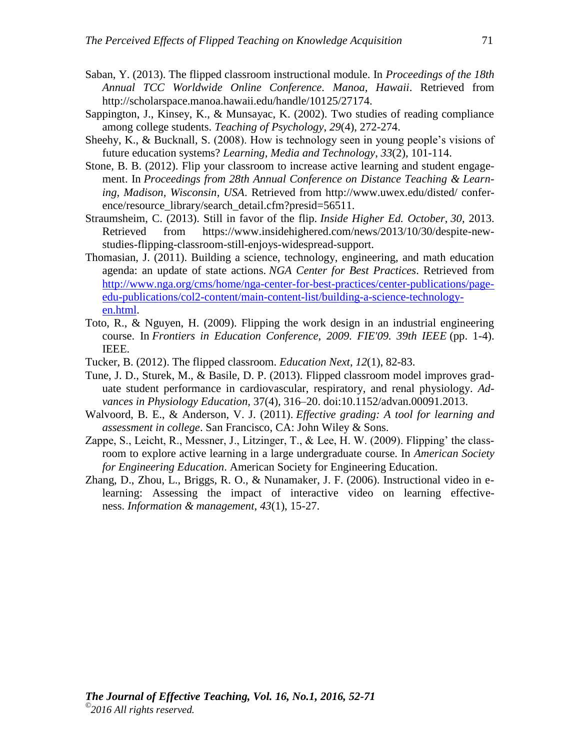Saban, Y. (2013). The flipped classroom instructional module. In *Proceedings of the 18th Annual TCC Worldwide Online Conference. Manoa, Hawaii*. Retrieved from http://scholarspace.manoa.hawaii.edu/handle/10125/27174.

Sappington, J., Kinsey, K., & Munsayac, K. (2002). Two studies of reading compliance among college students. *Teaching of Psychology*, *29*(4), 272-274.

Sheehy, K., & Bucknall, S. (2008). How is technology seen in young people's visions of future education systems? *Learning, Media and Technology*, *33*(2), 101-114.

Stone, B. B. (2012). Flip your classroom to increase active learning and student engagement. In *Proceedings from 28th Annual Conference on Distance Teaching & Learning, Madison, Wisconsin, USA*. Retrieved from http://www.uwex.edu/disted/ conference/resource_library/search_detail.cfm?presid=56511.

Straumsheim, C. (2013). Still in favor of the flip. *Inside Higher Ed. October*, *30*, 2013. Retrieved from https://www.insidehighered.com/news/2013/10/30/despite-new-studies-flipping-classroom-still-enjoys-widespread-support.

Thomasian, J. (2011). Building a science, technology, engineering, and math education agenda: an update of state actions. *NGA Center for Best Practices*. Retrieved from http://www.nga.org/cms/home/nga-center-for-best-practices/center-publications/page-edu-publications/col2-content/main-content-list/building-a-science-technology-en.html.

Toto, R., & Nguyen, H. (2009). Flipping the work design in an industrial engineering course. In *Frontiers in Education Conference, 2009. FIE'09. 39th IEEE* (pp. 1-4). IEEE.

Tucker, B. (2012). The flipped classroom. *Education Next*, *12*(1), 82-83.

Tune, J. D., Sturek, M., & Basile, D. P. (2013). Flipped classroom model improves graduate student performance in cardiovascular, respiratory, and renal physiology. *Advances in Physiology Education,* 37(4), 316–20. doi:10.1152/advan.00091.2013.

Walvoord, B. E., & Anderson, V. J. (2011). *Effective grading: A tool for learning and assessment in college*. San Francisco, CA: John Wiley & Sons.

Zappe, S., Leicht, R., Messner, J., Litzinger, T., & Lee, H. W. (2009). Flipping' the classroom to explore active learning in a large undergraduate course. In *American Society for Engineering Education*. American Society for Engineering Education.

Zhang, D., Zhou, L., Briggs, R. O., & Nunamaker, J. F. (2006). Instructional video in e-learning: Assessing the impact of interactive video on learning effectiveness. *Information & management*, *43*(1), 15-27.